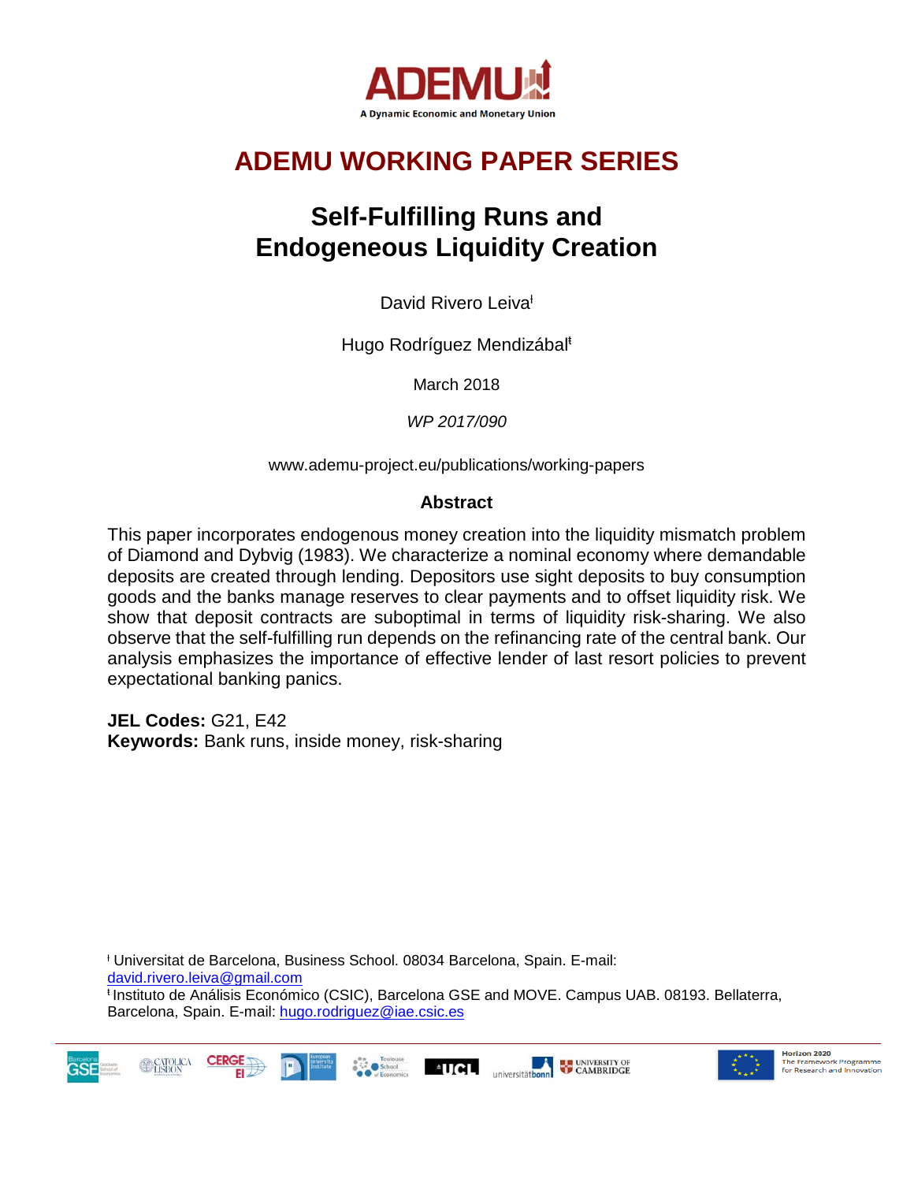ADEMU

A Dynamic Economic and Monetary Union

# ADEMU WORKING PAPER SERIES

# Self-Fulfilling Runs and Endogeneous Liquidity Creation

David Rivero Leiva[ł]

Hugo Rodríguez Mendizábal[ŧ]

March 2018

*WP 2017/090*

www.ademu-project.eu/publications/working-papers

## Abstract

This paper incorporates endogenous money creation into the liquidity mismatch problem of Diamond and Dybvig (1983). We characterize a nominal economy where demandable deposits are created through lending. Depositors use sight deposits to buy consumption goods and the banks manage reserves to clear payments and to offset liquidity risk. We show that deposit contracts are suboptimal in terms of liquidity risk-sharing. We also observe that the self-fulfilling run depends on the refinancing rate of the central bank. Our analysis emphasizes the importance of effective lender of last resort policies to prevent expectational banking panics.

**JEL Codes:** G21, E42

**Keywords:** Bank runs, inside money, risk-sharing

[ł] Universitat de Barcelona, Business School. 08034 Barcelona, Spain. E-mail: david.rivero.leiva@gmail.com

[ŧ] Instituto de Análisis Económico (CSIC), Barcelona GSE and MOVE. Campus UAB. 08193. Bellaterra, Barcelona, Spain. E-mail: hugo.rodriguez@iae.csic.es

Horizon 2020 The Framework Programme for Research and Innovation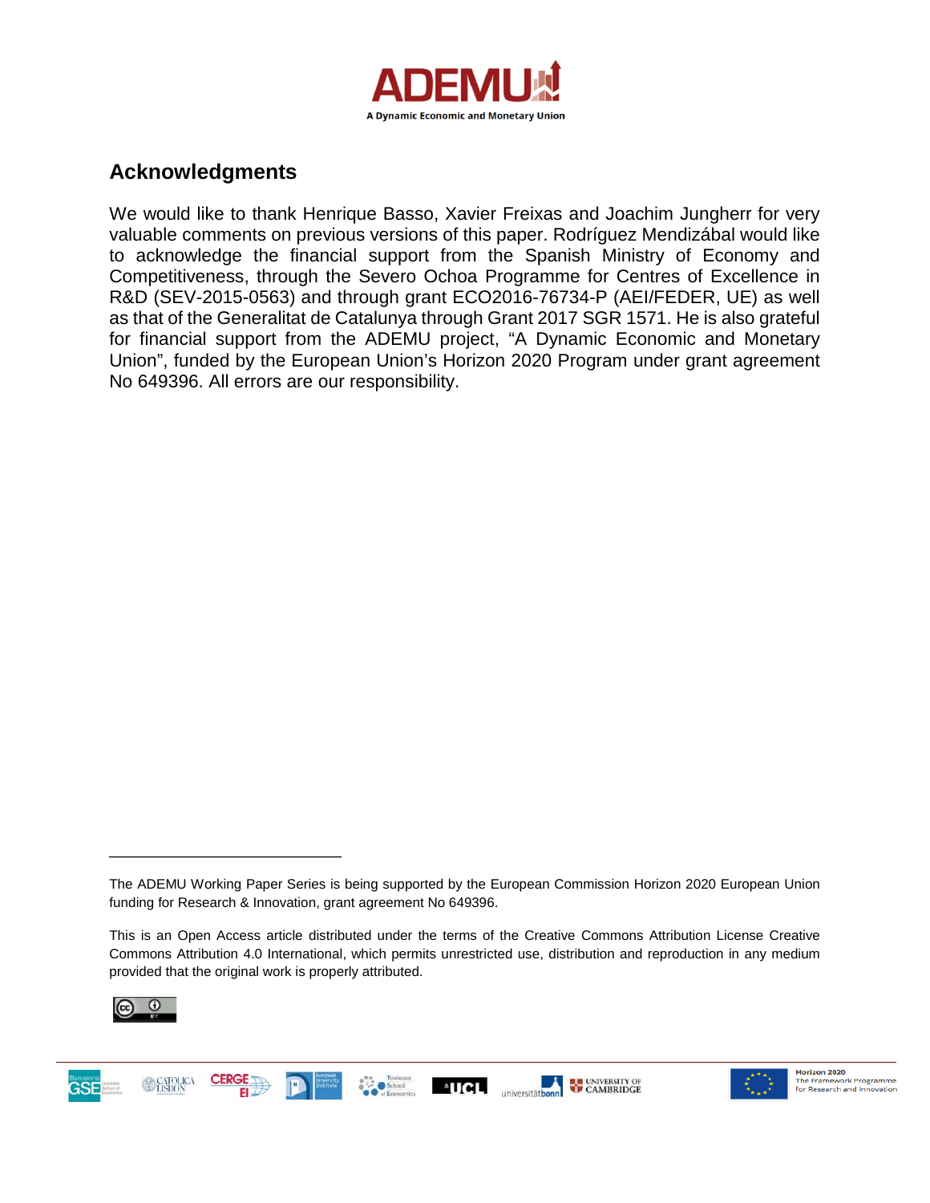## Acknowledgments

We would like to thank Henrique Basso, Xavier Freixas and Joachim Jungherr for very valuable comments on previous versions of this paper. Rodríguez Mendizábal would like to acknowledge the financial support from the Spanish Ministry of Economy and Competitiveness, through the Severo Ochoa Programme for Centres of Excellence in R&D (SEV-2015-0563) and through grant ECO2016-76734-P (AEI/FEDER, UE) as well as that of the Generalitat de Catalunya through Grant 2017 SGR 1571. He is also grateful for financial support from the ADEMU project, "A Dynamic Economic and Monetary Union", funded by the European Union's Horizon 2020 Program under grant agreement No 649396. All errors are our responsibility.

---

The ADEMU Working Paper Series is being supported by the European Commission Horizon 2020 European Union funding for Research & Innovation, grant agreement No 649396.

This is an Open Access article distributed under the terms of the Creative Commons Attribution License Creative Commons Attribution 4.0 International, which permits unrestricted use, distribution and reproduction in any medium provided that the original work is properly attributed.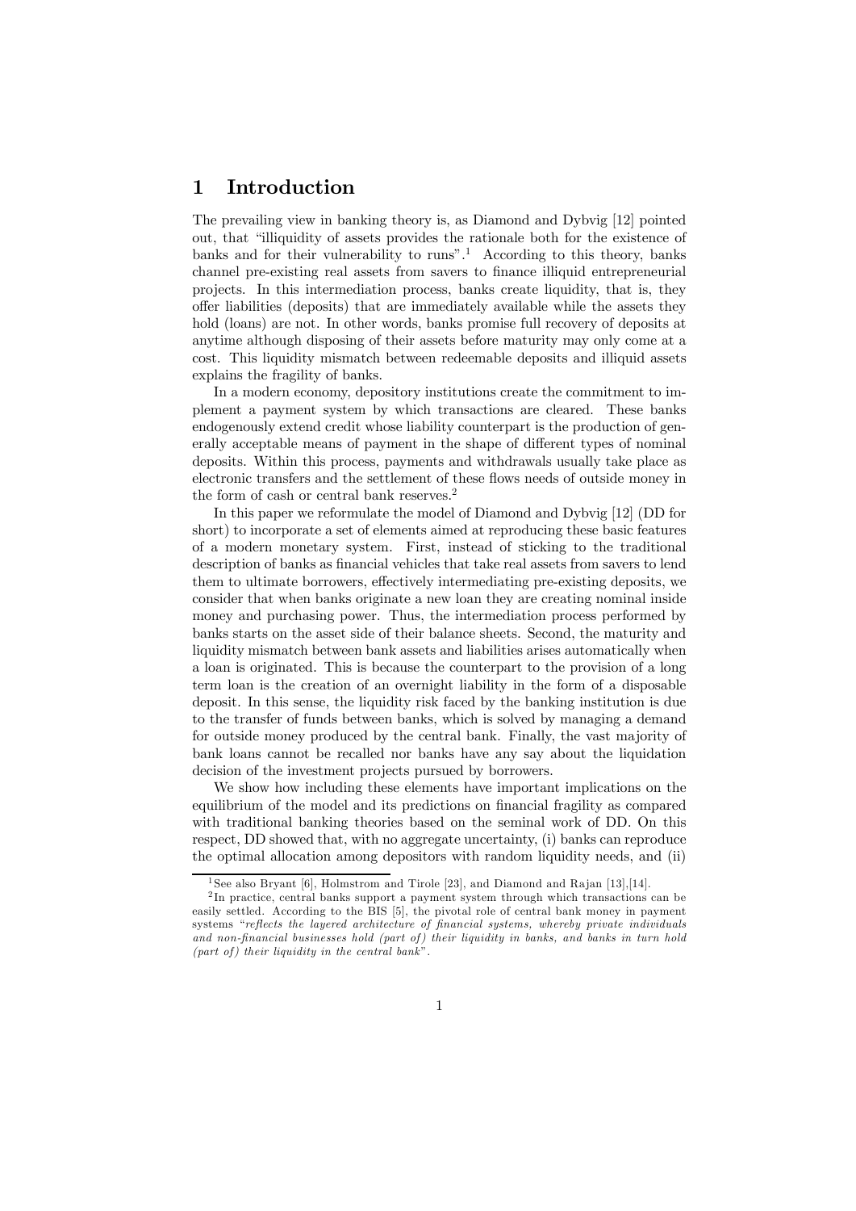# 1 Introduction

The prevailing view in banking theory is, as Diamond and Dybvig [12] pointed out, that "illiquidity of assets provides the rationale both for the existence of banks and for their vulnerability to runs".[1] According to this theory, banks channel pre-existing real assets from savers to finance illiquid entrepreneurial projects. In this intermediation process, banks create liquidity, that is, they offer liabilities (deposits) that are immediately available while the assets they hold (loans) are not. In other words, banks promise full recovery of deposits at anytime although disposing of their assets before maturity may only come at a cost. This liquidity mismatch between redeemable deposits and illiquid assets explains the fragility of banks.

In a modern economy, depository institutions create the commitment to implement a payment system by which transactions are cleared. These banks endogenously extend credit whose liability counterpart is the production of generally acceptable means of payment in the shape of different types of nominal deposits. Within this process, payments and withdrawals usually take place as electronic transfers and the settlement of these flows needs of outside money in the form of cash or central bank reserves.[2]

In this paper we reformulate the model of Diamond and Dybvig [12] (DD for short) to incorporate a set of elements aimed at reproducing these basic features of a modern monetary system. First, instead of sticking to the traditional description of banks as financial vehicles that take real assets from savers to lend them to ultimate borrowers, effectively intermediating pre-existing deposits, we consider that when banks originate a new loan they are creating nominal inside money and purchasing power. Thus, the intermediation process performed by banks starts on the asset side of their balance sheets. Second, the maturity and liquidity mismatch between bank assets and liabilities arises automatically when a loan is originated. This is because the counterpart to the provision of a long term loan is the creation of an overnight liability in the form of a disposable deposit. In this sense, the liquidity risk faced by the banking institution is due to the transfer of funds between banks, which is solved by managing a demand for outside money produced by the central bank. Finally, the vast majority of bank loans cannot be recalled nor banks have any say about the liquidation decision of the investment projects pursued by borrowers.

We show how including these elements have important implications on the equilibrium of the model and its predictions on financial fragility as compared with traditional banking theories based on the seminal work of DD. On this respect, DD showed that, with no aggregate uncertainty, (i) banks can reproduce the optimal allocation among depositors with random liquidity needs, and (ii)

[1] See also Bryant [6], Holmstrom and Tirole [23], and Diamond and Rajan [13],[14].

[2] In practice, central banks support a payment system through which transactions can be easily settled. According to the BIS [5], the pivotal role of central bank money in payment systems "*reflects the layered architecture of financial systems, whereby private individuals and non-financial businesses hold (part of) their liquidity in banks, and banks in turn hold (part of) their liquidity in the central bank*".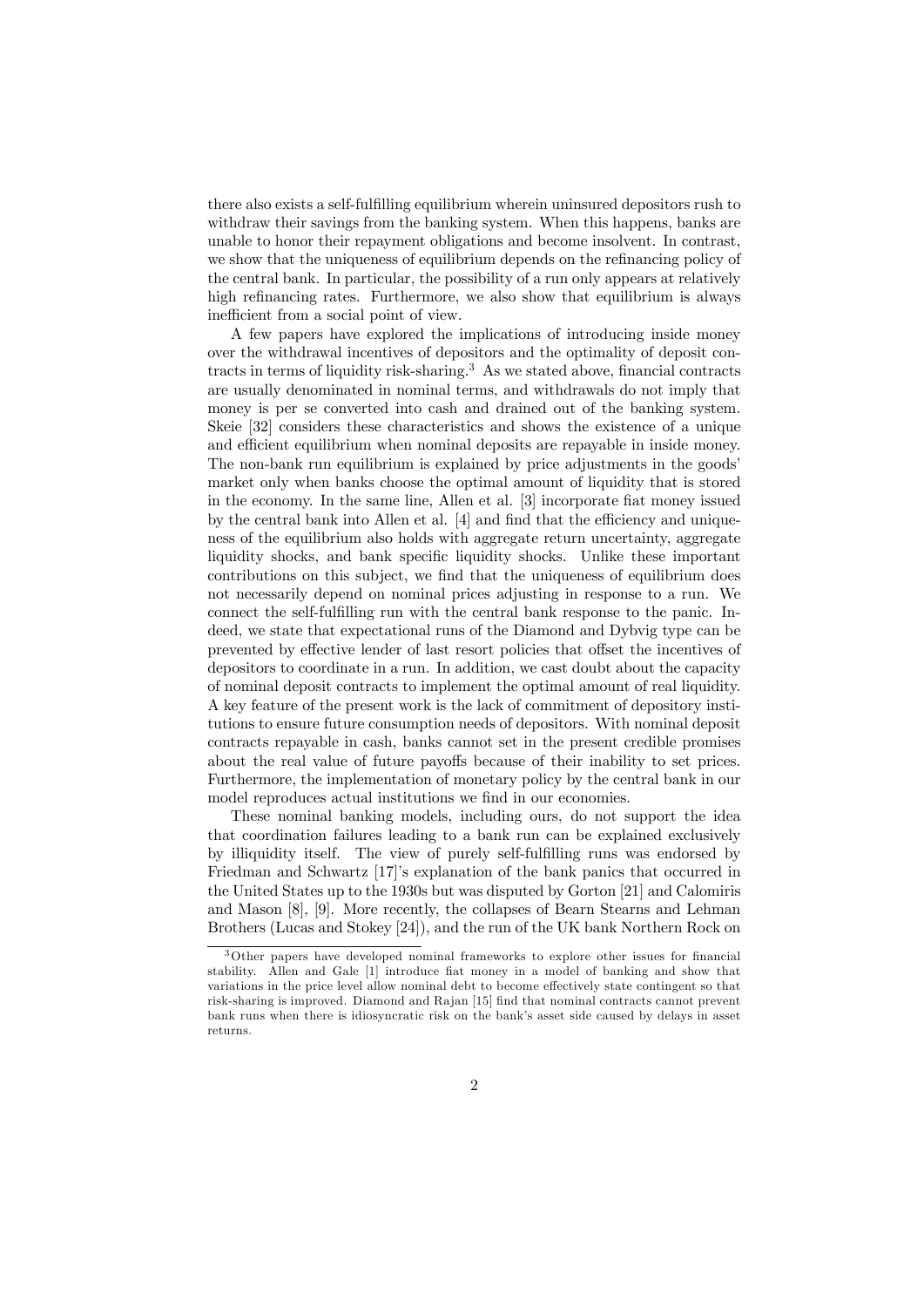there also exists a self-fulfilling equilibrium wherein uninsured depositors rush to withdraw their savings from the banking system. When this happens, banks are unable to honor their repayment obligations and become insolvent. In contrast, we show that the uniqueness of equilibrium depends on the refinancing policy of the central bank. In particular, the possibility of a run only appears at relatively high refinancing rates. Furthermore, we also show that equilibrium is always inefficient from a social point of view.

A few papers have explored the implications of introducing inside money over the withdrawal incentives of depositors and the optimality of deposit contracts in terms of liquidity risk-sharing.[3] As we stated above, financial contracts are usually denominated in nominal terms, and withdrawals do not imply that money is per se converted into cash and drained out of the banking system. Skeie [32] considers these characteristics and shows the existence of a unique and efficient equilibrium when nominal deposits are repayable in inside money. The non-bank run equilibrium is explained by price adjustments in the goods' market only when banks choose the optimal amount of liquidity that is stored in the economy. In the same line, Allen et al. [3] incorporate fiat money issued by the central bank into Allen et al. [4] and find that the efficiency and uniqueness of the equilibrium also holds with aggregate return uncertainty, aggregate liquidity shocks, and bank specific liquidity shocks. Unlike these important contributions on this subject, we find that the uniqueness of equilibrium does not necessarily depend on nominal prices adjusting in response to a run. We connect the self-fulfilling run with the central bank response to the panic. Indeed, we state that expectational runs of the Diamond and Dybvig type can be prevented by effective lender of last resort policies that offset the incentives of depositors to coordinate in a run. In addition, we cast doubt about the capacity of nominal deposit contracts to implement the optimal amount of real liquidity. A key feature of the present work is the lack of commitment of depository institutions to ensure future consumption needs of depositors. With nominal deposit contracts repayable in cash, banks cannot set in the present credible promises about the real value of future payoffs because of their inability to set prices. Furthermore, the implementation of monetary policy by the central bank in our model reproduces actual institutions we find in our economies.

These nominal banking models, including ours, do not support the idea that coordination failures leading to a bank run can be explained exclusively by illiquidity itself. The view of purely self-fulfilling runs was endorsed by Friedman and Schwartz [17]'s explanation of the bank panics that occurred in the United States up to the 1930s but was disputed by Gorton [21] and Calomiris and Mason [8], [9]. More recently, the collapses of Bearn Stearns and Lehman Brothers (Lucas and Stokey [24]), and the run of the UK bank Northern Rock on

[3] Other papers have developed nominal frameworks to explore other issues for financial stability. Allen and Gale [1] introduce fiat money in a model of banking and show that variations in the price level allow nominal debt to become effectively state contingent so that risk-sharing is improved. Diamond and Rajan [15] find that nominal contracts cannot prevent bank runs when there is idiosyncratic risk on the bank's asset side caused by delays in asset returns.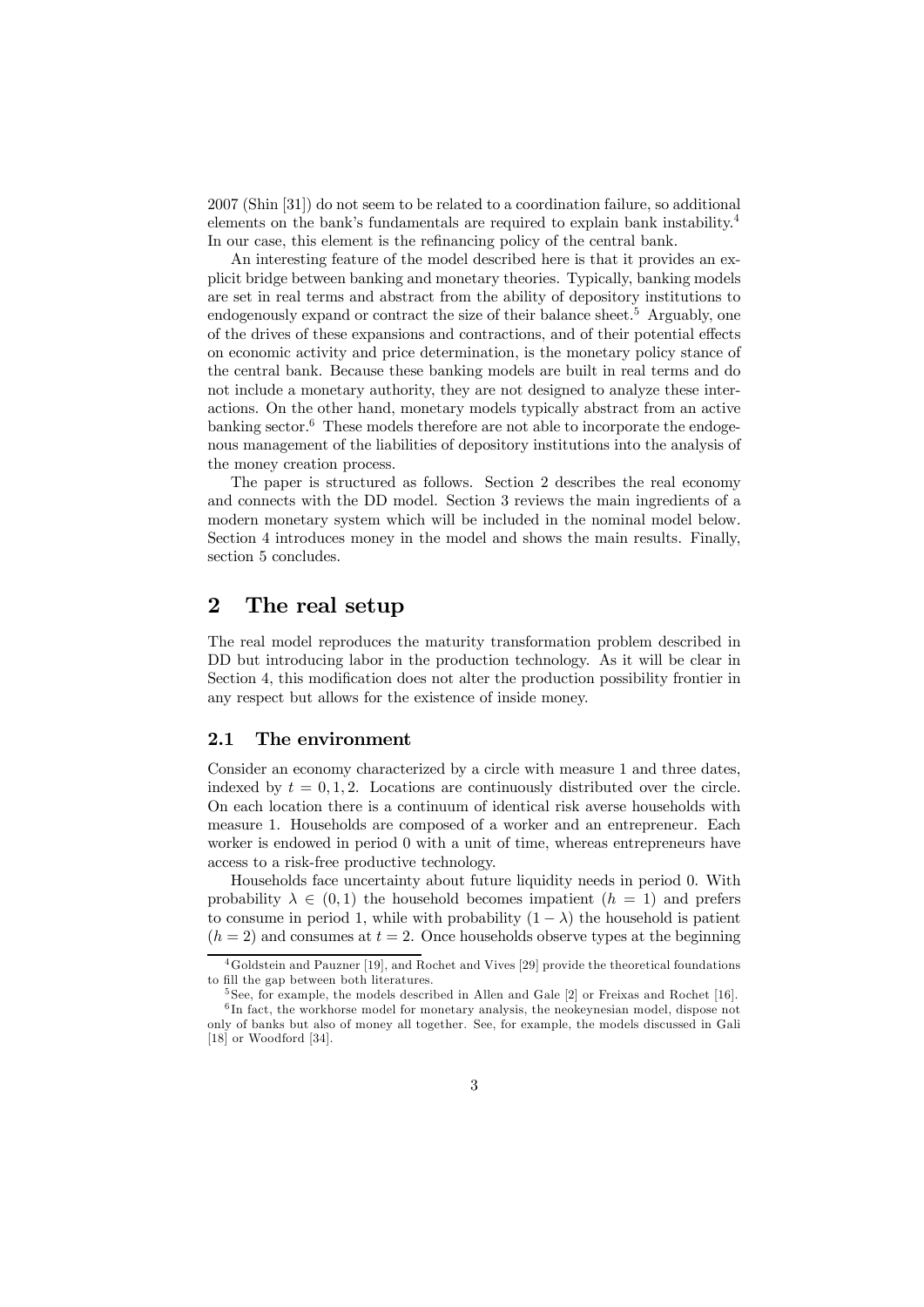2007 (Shin [31]) do not seem to be related to a coordination failure, so additional elements on the bank's fundamentals are required to explain bank instability.[4] In our case, this element is the refinancing policy of the central bank.

An interesting feature of the model described here is that it provides an explicit bridge between banking and monetary theories. Typically, banking models are set in real terms and abstract from the ability of depository institutions to endogenously expand or contract the size of their balance sheet.[5] Arguably, one of the drives of these expansions and contractions, and of their potential effects on economic activity and price determination, is the monetary policy stance of the central bank. Because these banking models are built in real terms and do not include a monetary authority, they are not designed to analyze these interactions. On the other hand, monetary models typically abstract from an active banking sector.[6] These models therefore are not able to incorporate the endogenous management of the liabilities of depository institutions into the analysis of the money creation process.

The paper is structured as follows. Section 2 describes the real economy and connects with the DD model. Section 3 reviews the main ingredients of a modern monetary system which will be included in the nominal model below. Section 4 introduces money in the model and shows the main results. Finally, section 5 concludes.

## 2 The real setup

The real model reproduces the maturity transformation problem described in DD but introducing labor in the production technology. As it will be clear in Section 4, this modification does not alter the production possibility frontier in any respect but allows for the existence of inside money.

### 2.1 The environment

Consider an economy characterized by a circle with measure 1 and three dates, indexed by $t = 0, 1, 2$. Locations are continuously distributed over the circle. On each location there is a continuum of identical risk averse households with measure 1. Households are composed of a worker and an entrepreneur. Each worker is endowed in period 0 with a unit of time, whereas entrepreneurs have access to a risk-free productive technology.

Households face uncertainty about future liquidity needs in period 0. With probability $\lambda \in (0, 1)$ the household becomes impatient ($h = 1$) and prefers to consume in period 1, while with probability $(1 - \lambda)$ the household is patient ($h = 2$) and consumes at $t = 2$. Once households observe types at the beginning

[4] Goldstein and Pauzner [19], and Rochet and Vives [29] provide the theoretical foundations to fill the gap between both literatures.

[5] See, for example, the models described in Allen and Gale [2] or Freixas and Rochet [16].

[6] In fact, the workhorse model for monetary analysis, the neokeynesian model, dispose not only of banks but also of money all together. See, for example, the models discussed in Gali [18] or Woodford [34].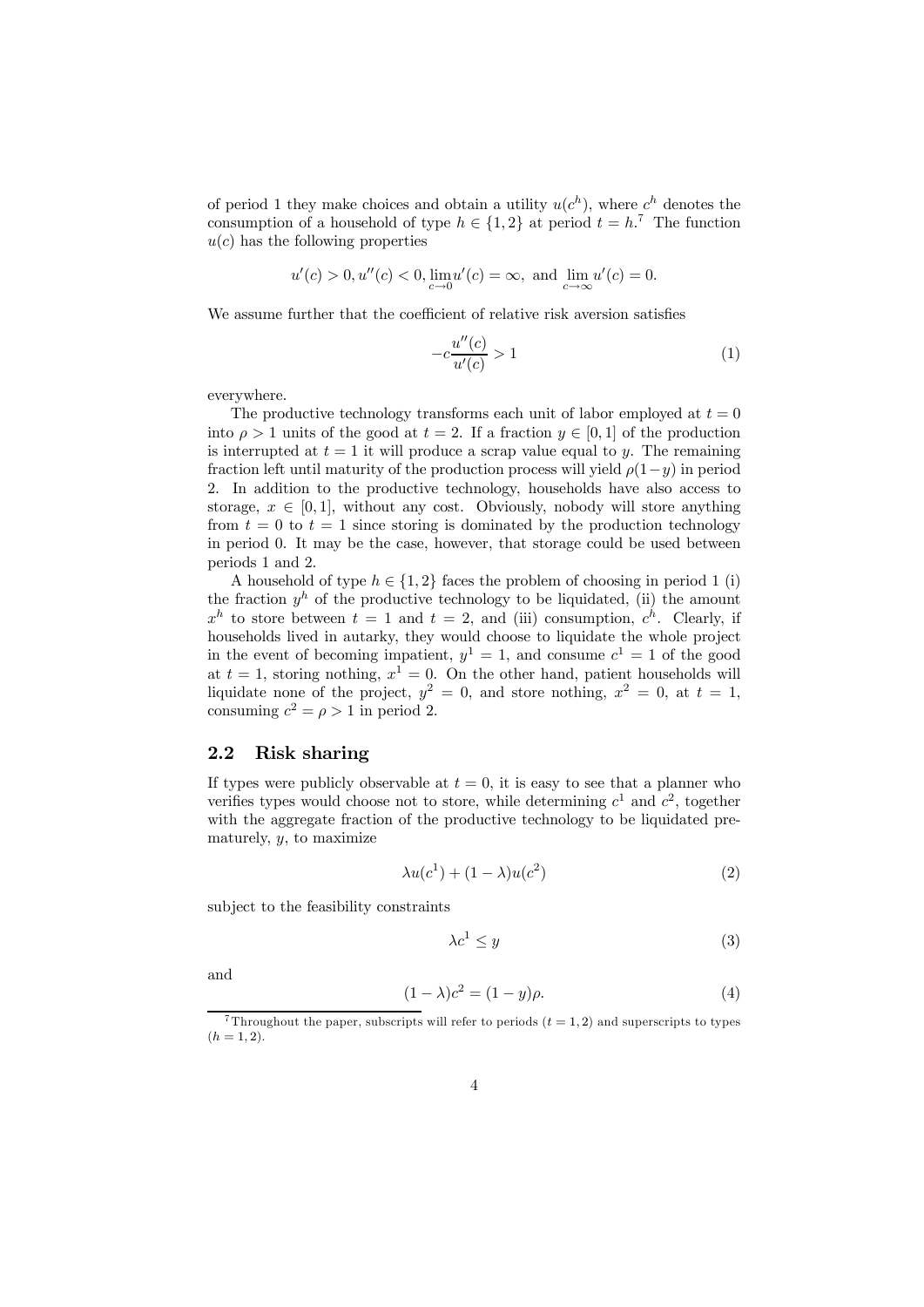of period 1 they make choices and obtain a utility $u(c^h)$, where $c^h$ denotes the consumption of a household of type $h \in \{1, 2\}$ at period $t = h$.[7] The function $u(c)$ has the following properties

$$u'(c) > 0, u''(c) < 0, \lim_{c \to 0} u'(c) = \infty, \text{ and } \lim_{c \to \infty} u'(c) = 0.$$

We assume further that the coefficient of relative risk aversion satisfies

$$-c\frac{u''(c)}{u'(c)} > 1 \tag{1}$$

everywhere.

The productive technology transforms each unit of labor employed at $t = 0$ into $\rho > 1$ units of the good at $t = 2$. If a fraction $y \in [0, 1]$ of the production is interrupted at $t = 1$ it will produce a scrap value equal to $y$. The remaining fraction left until maturity of the production process will yield $\rho(1-y)$ in period 2. In addition to the productive technology, households have also access to storage, $x \in [0, 1]$, without any cost. Obviously, nobody will store anything from $t = 0$ to $t = 1$ since storing is dominated by the production technology in period 0. It may be the case, however, that storage could be used between periods 1 and 2.

A household of type $h \in \{1, 2\}$ faces the problem of choosing in period 1 (i) the fraction $y^h$ of the productive technology to be liquidated, (ii) the amount $x^h$ to store between $t = 1$ and $t = 2$, and (iii) consumption, $c^h$. Clearly, if households lived in autarky, they would choose to liquidate the whole project in the event of becoming impatient, $y^1 = 1$, and consume $c^1 = 1$ of the good at $t = 1$, storing nothing, $x^1 = 0$. On the other hand, patient households will liquidate none of the project, $y^2 = 0$, and store nothing, $x^2 = 0$, at $t = 1$, consuming $c^2 = \rho > 1$ in period 2.

## 2.2 Risk sharing

If types were publicly observable at $t = 0$, it is easy to see that a planner who verifies types would choose not to store, while determining $c^1$ and $c^2$, together with the aggregate fraction of the productive technology to be liquidated prematurely, $y$, to maximize

$$\lambda u(c^1) + (1 - \lambda)u(c^2) \tag{2}$$

subject to the feasibility constraints

$$\lambda c^1 \leq y \tag{3}$$

and

$$(1 - \lambda)c^2 = (1 - y)\rho. \tag{4}$$

[7] Throughout the paper, subscripts will refer to periods ($t = 1, 2$) and superscripts to types ($h = 1, 2$).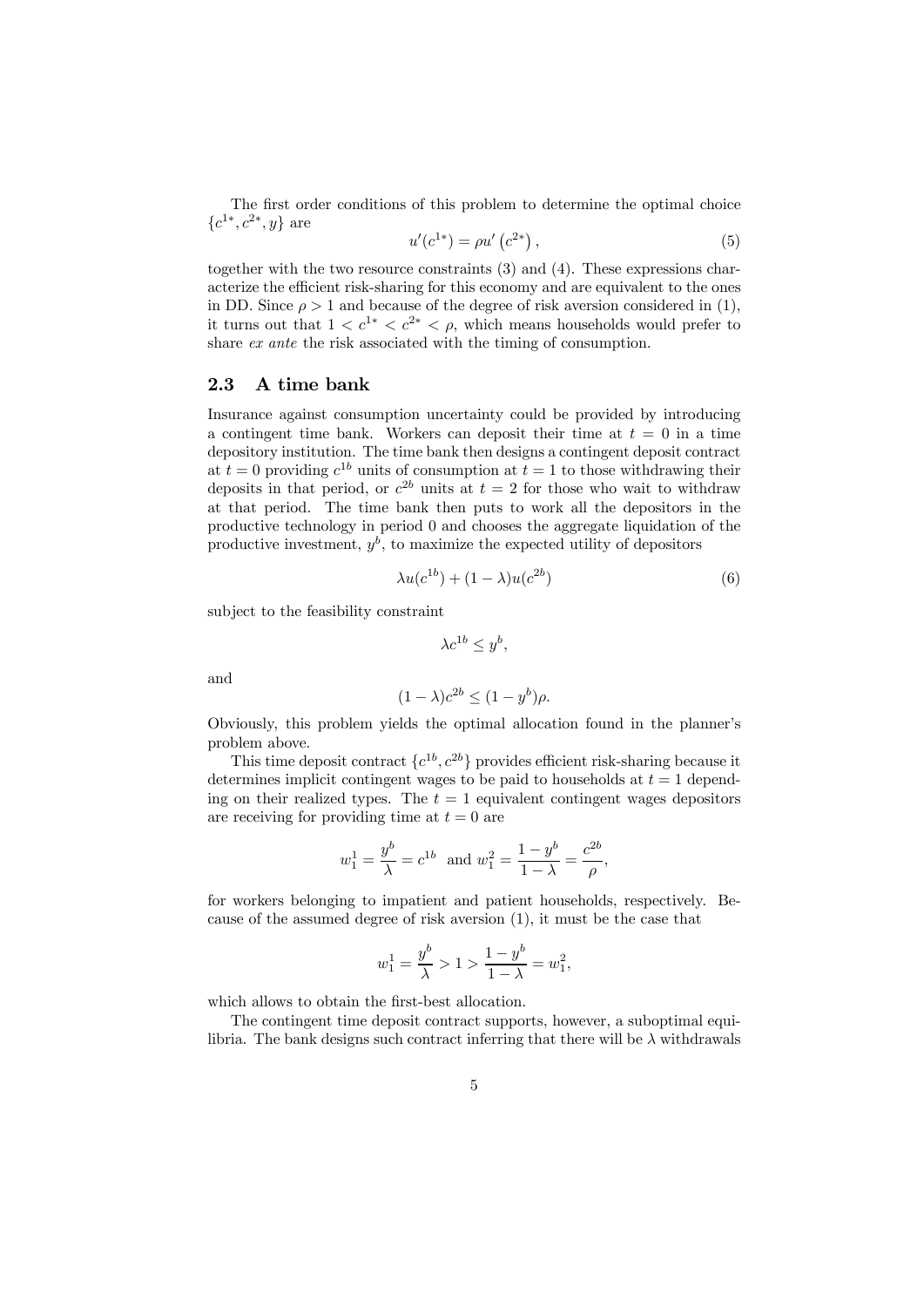The first order conditions of this problem to determine the optimal choice $\{c^{1*}, c^{2*}, y\}$ are

$$u'(c^{1*}) = \rho u'\left(c^{2*}\right), \tag{5}$$

together with the two resource constraints (3) and (4). These expressions characterize the efficient risk-sharing for this economy and are equivalent to the ones in DD. Since $\rho > 1$ and because of the degree of risk aversion considered in (1), it turns out that $1 < c^{1*} < c^{2*} < \rho$, which means households would prefer to share *ex ante* the risk associated with the timing of consumption.

## 2.3 A time bank

Insurance against consumption uncertainty could be provided by introducing a contingent time bank. Workers can deposit their time at $t = 0$ in a time depository institution. The time bank then designs a contingent deposit contract at $t = 0$ providing $c^{1b}$ units of consumption at $t = 1$ to those withdrawing their deposits in that period, or $c^{2b}$ units at $t = 2$ for those who wait to withdraw at that period. The time bank then puts to work all the depositors in the productive technology in period 0 and chooses the aggregate liquidation of the productive investment, $y^b$, to maximize the expected utility of depositors

$$\lambda u(c^{1b}) + (1-\lambda)u(c^{2b}) \tag{6}$$

subject to the feasibility constraint

$$\lambda c^{1b} \leq y^b,$$

and

$$(1-\lambda)c^{2b} \leq (1-y^b)\rho.$$

Obviously, this problem yields the optimal allocation found in the planner's problem above.

This time deposit contract $\{c^{1b}, c^{2b}\}$ provides efficient risk-sharing because it determines implicit contingent wages to be paid to households at $t = 1$ depending on their realized types. The $t = 1$ equivalent contingent wages depositors are receiving for providing time at $t = 0$ are

$$w_1^1 = \frac{y^b}{\lambda} = c^{1b} \text{ and } w_1^2 = \frac{1-y^b}{1-\lambda} = \frac{c^{2b}}{\rho},$$

for workers belonging to impatient and patient households, respectively. Because of the assumed degree of risk aversion (1), it must be the case that

$$w_1^1 = \frac{y^b}{\lambda} > 1 > \frac{1-y^b}{1-\lambda} = w_1^2,$$

which allows to obtain the first-best allocation.

The contingent time deposit contract supports, however, a suboptimal equilibria. The bank designs such contract inferring that there will be $\lambda$ withdrawals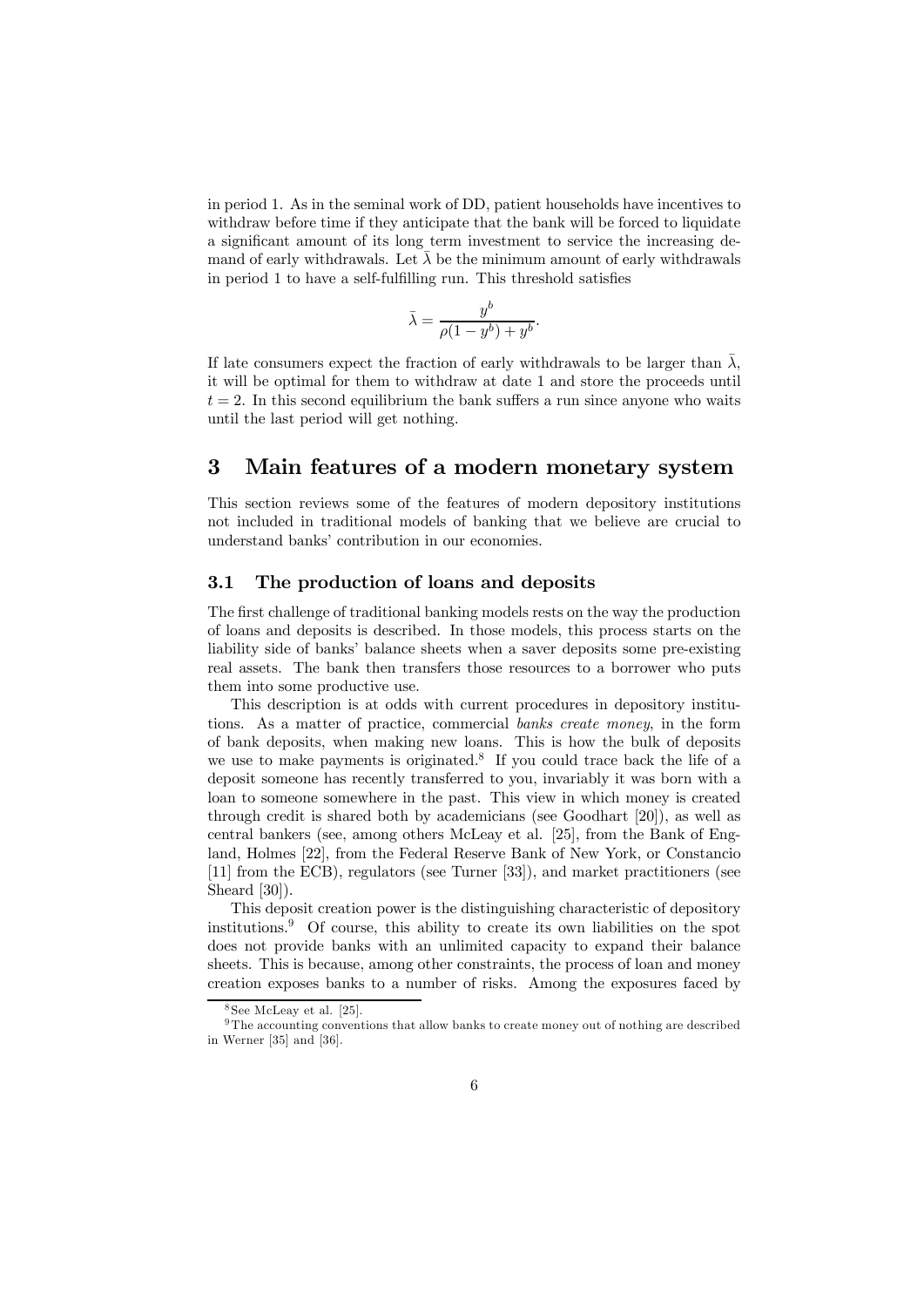in period 1. As in the seminal work of DD, patient households have incentives to withdraw before time if they anticipate that the bank will be forced to liquidate a significant amount of its long term investment to service the increasing demand of early withdrawals. Let $\bar{\lambda}$ be the minimum amount of early withdrawals in period 1 to have a self-fulfilling run. This threshold satisfies

$$\bar{\lambda} = \frac{y^b}{\rho(1 - y^b) + y^b}.$$

If late consumers expect the fraction of early withdrawals to be larger than $\bar{\lambda}$, it will be optimal for them to withdraw at date 1 and store the proceeds until $t = 2$. In this second equilibrium the bank suffers a run since anyone who waits until the last period will get nothing.

# 3 Main features of a modern monetary system

This section reviews some of the features of modern depository institutions not included in traditional models of banking that we believe are crucial to understand banks' contribution in our economies.

## 3.1 The production of loans and deposits

The first challenge of traditional banking models rests on the way the production of loans and deposits is described. In those models, this process starts on the liability side of banks' balance sheets when a saver deposits some pre-existing real assets. The bank then transfers those resources to a borrower who puts them into some productive use.

This description is at odds with current procedures in depository institutions. As a matter of practice, commercial *banks create money*, in the form of bank deposits, when making new loans. This is how the bulk of deposits we use to make payments is originated.[8] If you could trace back the life of a deposit someone has recently transferred to you, invariably it was born with a loan to someone somewhere in the past. This view in which money is created through credit is shared both by academicians (see Goodhart [20]), as well as central bankers (see, among others McLeay et al. [25], from the Bank of England, Holmes [22], from the Federal Reserve Bank of New York, or Constancio [11] from the ECB), regulators (see Turner [33]), and market practitioners (see Sheard [30]).

This deposit creation power is the distinguishing characteristic of depository institutions.[9] Of course, this ability to create its own liabilities on the spot does not provide banks with an unlimited capacity to expand their balance sheets. This is because, among other constraints, the process of loan and money creation exposes banks to a number of risks. Among the exposures faced by

[8] See McLeay et al. [25].

[9] The accounting conventions that allow banks to create money out of nothing are described in Werner [35] and [36].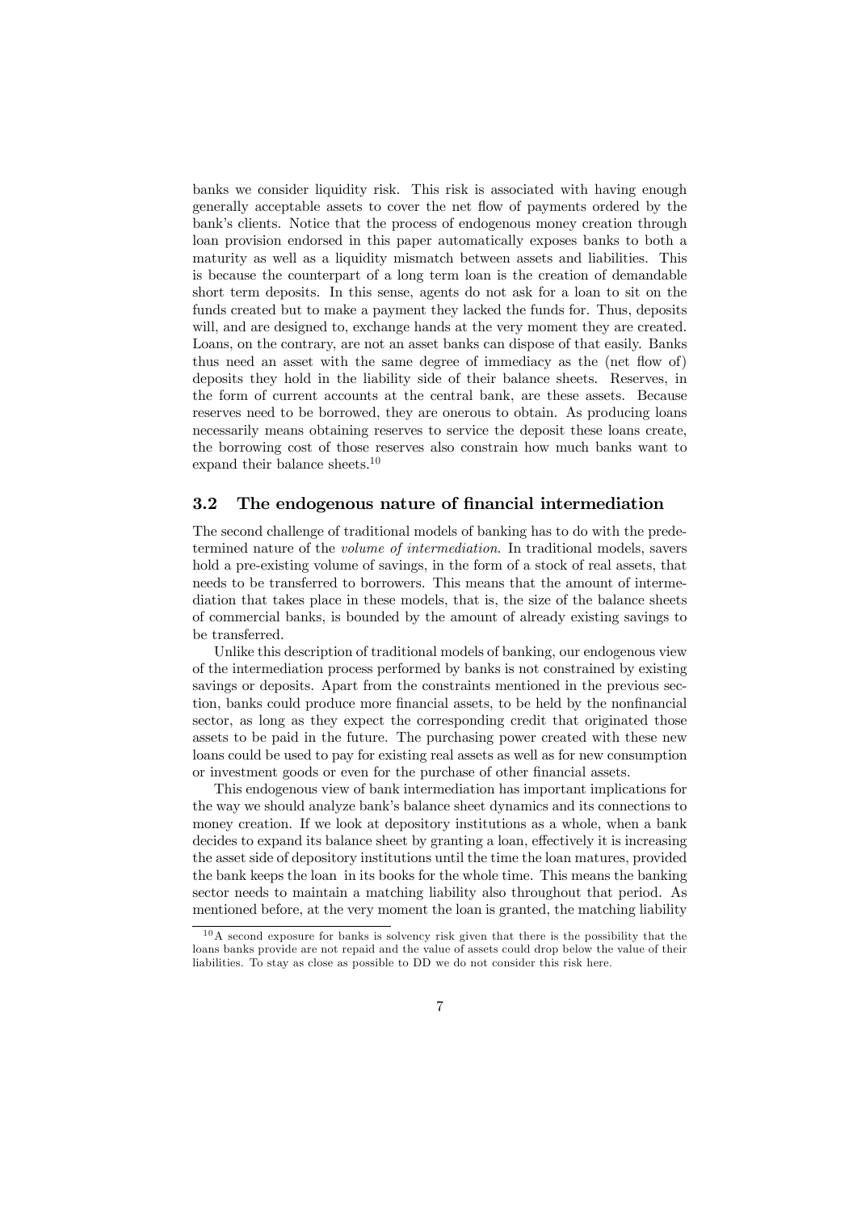banks we consider liquidity risk. This risk is associated with having enough generally acceptable assets to cover the net flow of payments ordered by the bank's clients. Notice that the process of endogenous money creation through loan provision endorsed in this paper automatically exposes banks to both a maturity as well as a liquidity mismatch between assets and liabilities. This is because the counterpart of a long term loan is the creation of demandable short term deposits. In this sense, agents do not ask for a loan to sit on the funds created but to make a payment they lacked the funds for. Thus, deposits will, and are designed to, exchange hands at the very moment they are created. Loans, on the contrary, are not an asset banks can dispose of that easily. Banks thus need an asset with the same degree of immediacy as the (net flow of) deposits they hold in the liability side of their balance sheets. Reserves, in the form of current accounts at the central bank, are these assets. Because reserves need to be borrowed, they are onerous to obtain. As producing loans necessarily means obtaining reserves to service the deposit these loans create, the borrowing cost of those reserves also constrain how much banks want to expand their balance sheets.[10]

## 3.2 The endogenous nature of financial intermediation

The second challenge of traditional models of banking has to do with the predetermined nature of the *volume of intermediation*. In traditional models, savers hold a pre-existing volume of savings, in the form of a stock of real assets, that needs to be transferred to borrowers. This means that the amount of intermediation that takes place in these models, that is, the size of the balance sheets of commercial banks, is bounded by the amount of already existing savings to be transferred.

Unlike this description of traditional models of banking, our endogenous view of the intermediation process performed by banks is not constrained by existing savings or deposits. Apart from the constraints mentioned in the previous section, banks could produce more financial assets, to be held by the nonfinancial sector, as long as they expect the corresponding credit that originated those assets to be paid in the future. The purchasing power created with these new loans could be used to pay for existing real assets as well as for new consumption or investment goods or even for the purchase of other financial assets.

This endogenous view of bank intermediation has important implications for the way we should analyze bank's balance sheet dynamics and its connections to money creation. If we look at depository institutions as a whole, when a bank decides to expand its balance sheet by granting a loan, effectively it is increasing the asset side of depository institutions until the time the loan matures, provided the bank keeps the loan in its books for the whole time. This means the banking sector needs to maintain a matching liability also throughout that period. As mentioned before, at the very moment the loan is granted, the matching liability

[10] A second exposure for banks is solvency risk given that there is the possibility that the loans banks provide are not repaid and the value of assets could drop below the value of their liabilities. To stay as close as possible to DD we do not consider this risk here.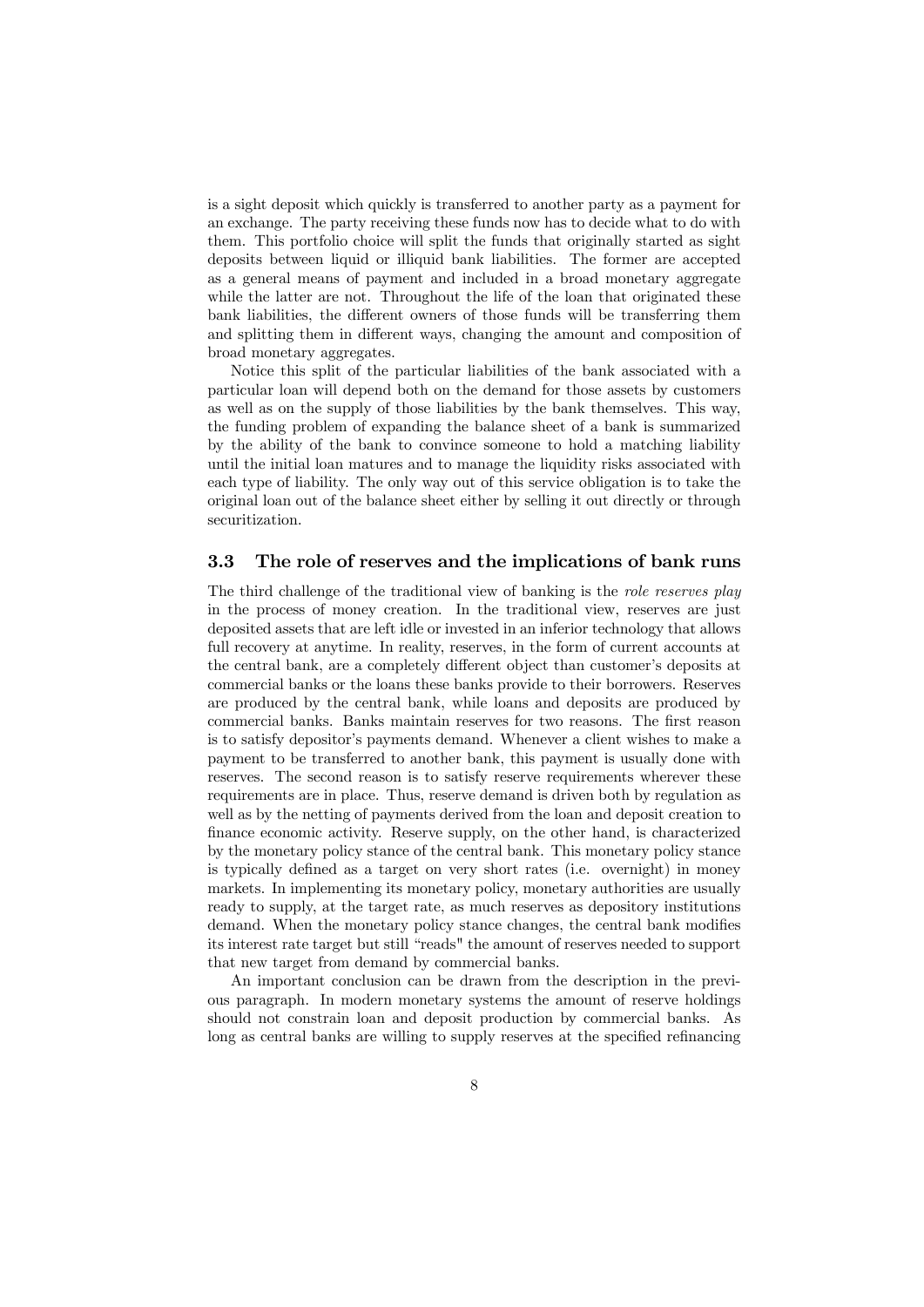is a sight deposit which quickly is transferred to another party as a payment for an exchange. The party receiving these funds now has to decide what to do with them. This portfolio choice will split the funds that originally started as sight deposits between liquid or illiquid bank liabilities. The former are accepted as a general means of payment and included in a broad monetary aggregate while the latter are not. Throughout the life of the loan that originated these bank liabilities, the different owners of those funds will be transferring them and splitting them in different ways, changing the amount and composition of broad monetary aggregates.

Notice this split of the particular liabilities of the bank associated with a particular loan will depend both on the demand for those assets by customers as well as on the supply of those liabilities by the bank themselves. This way, the funding problem of expanding the balance sheet of a bank is summarized by the ability of the bank to convince someone to hold a matching liability until the initial loan matures and to manage the liquidity risks associated with each type of liability. The only way out of this service obligation is to take the original loan out of the balance sheet either by selling it out directly or through securitization.

### 3.3 The role of reserves and the implications of bank runs

The third challenge of the traditional view of banking is the *role reserves play* in the process of money creation. In the traditional view, reserves are just deposited assets that are left idle or invested in an inferior technology that allows full recovery at anytime. In reality, reserves, in the form of current accounts at the central bank, are a completely different object than customer's deposits at commercial banks or the loans these banks provide to their borrowers. Reserves are produced by the central bank, while loans and deposits are produced by commercial banks. Banks maintain reserves for two reasons. The first reason is to satisfy depositor's payments demand. Whenever a client wishes to make a payment to be transferred to another bank, this payment is usually done with reserves. The second reason is to satisfy reserve requirements wherever these requirements are in place. Thus, reserve demand is driven both by regulation as well as by the netting of payments derived from the loan and deposit creation to finance economic activity. Reserve supply, on the other hand, is characterized by the monetary policy stance of the central bank. This monetary policy stance is typically defined as a target on very short rates (i.e. overnight) in money markets. In implementing its monetary policy, monetary authorities are usually ready to supply, at the target rate, as much reserves as depository institutions demand. When the monetary policy stance changes, the central bank modifies its interest rate target but still "reads" the amount of reserves needed to support that new target from demand by commercial banks.

An important conclusion can be drawn from the description in the previous paragraph. In modern monetary systems the amount of reserve holdings should not constrain loan and deposit production by commercial banks. As long as central banks are willing to supply reserves at the specified refinancing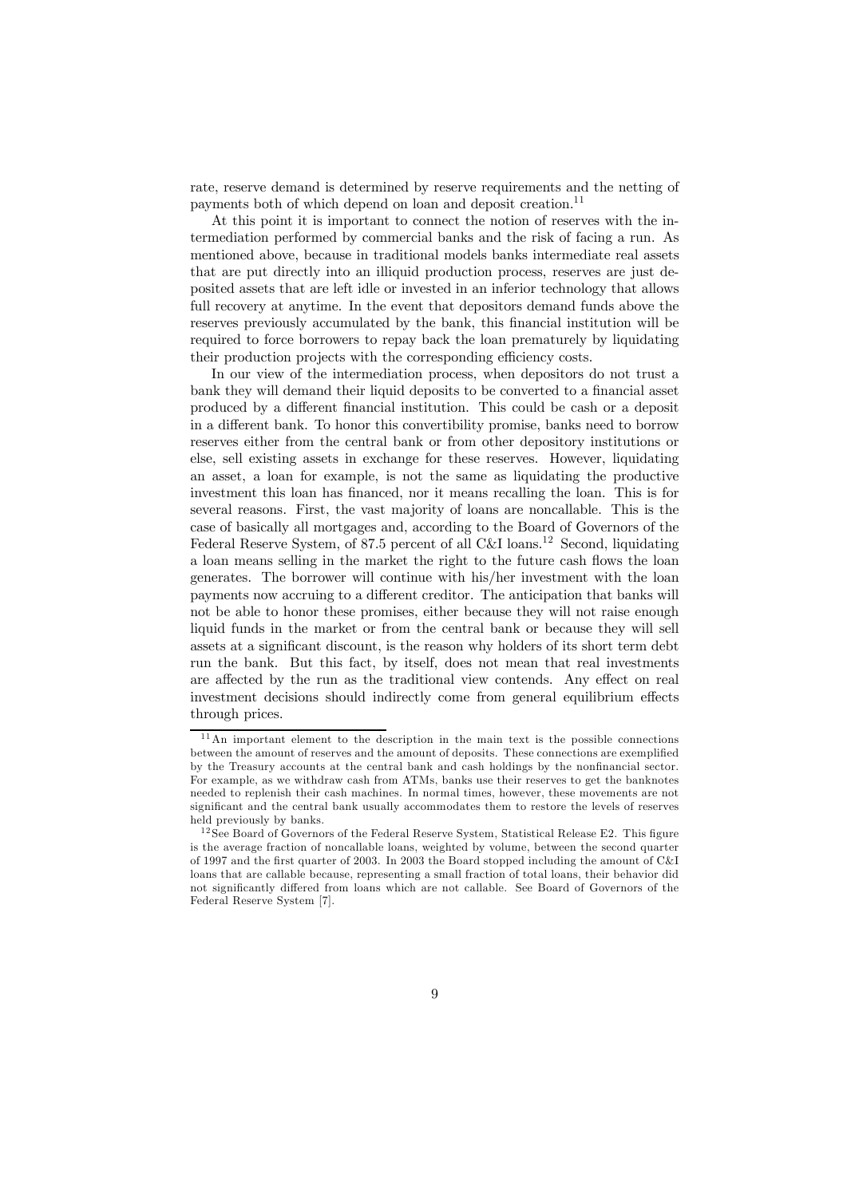rate, reserve demand is determined by reserve requirements and the netting of payments both of which depend on loan and deposit creation.[11]

At this point it is important to connect the notion of reserves with the intermediation performed by commercial banks and the risk of facing a run. As mentioned above, because in traditional models banks intermediate real assets that are put directly into an illiquid production process, reserves are just deposited assets that are left idle or invested in an inferior technology that allows full recovery at anytime. In the event that depositors demand funds above the reserves previously accumulated by the bank, this financial institution will be required to force borrowers to repay back the loan prematurely by liquidating their production projects with the corresponding efficiency costs.

In our view of the intermediation process, when depositors do not trust a bank they will demand their liquid deposits to be converted to a financial asset produced by a different financial institution. This could be cash or a deposit in a different bank. To honor this convertibility promise, banks need to borrow reserves either from the central bank or from other depository institutions or else, sell existing assets in exchange for these reserves. However, liquidating an asset, a loan for example, is not the same as liquidating the productive investment this loan has financed, nor it means recalling the loan. This is for several reasons. First, the vast majority of loans are noncallable. This is the case of basically all mortgages and, according to the Board of Governors of the Federal Reserve System, of 87.5 percent of all C&I loans.[12] Second, liquidating a loan means selling in the market the right to the future cash flows the loan generates. The borrower will continue with his/her investment with the loan payments now accruing to a different creditor. The anticipation that banks will not be able to honor these promises, either because they will not raise enough liquid funds in the market or from the central bank or because they will sell assets at a significant discount, is the reason why holders of its short term debt run the bank. But this fact, by itself, does not mean that real investments are affected by the run as the traditional view contends. Any effect on real investment decisions should indirectly come from general equilibrium effects through prices.

[11] An important element to the description in the main text is the possible connections between the amount of reserves and the amount of deposits. These connections are exemplified by the Treasury accounts at the central bank and cash holdings by the nonfinancial sector. For example, as we withdraw cash from ATMs, banks use their reserves to get the banknotes needed to replenish their cash machines. In normal times, however, these movements are not significant and the central bank usually accommodates them to restore the levels of reserves held previously by banks.

[12] See Board of Governors of the Federal Reserve System, Statistical Release E2. This figure is the average fraction of noncallable loans, weighted by volume, between the second quarter of 1997 and the first quarter of 2003. In 2003 the Board stopped including the amount of C&I loans that are callable because, representing a small fraction of total loans, their behavior did not significantly differed from loans which are not callable. See Board of Governors of the Federal Reserve System [7].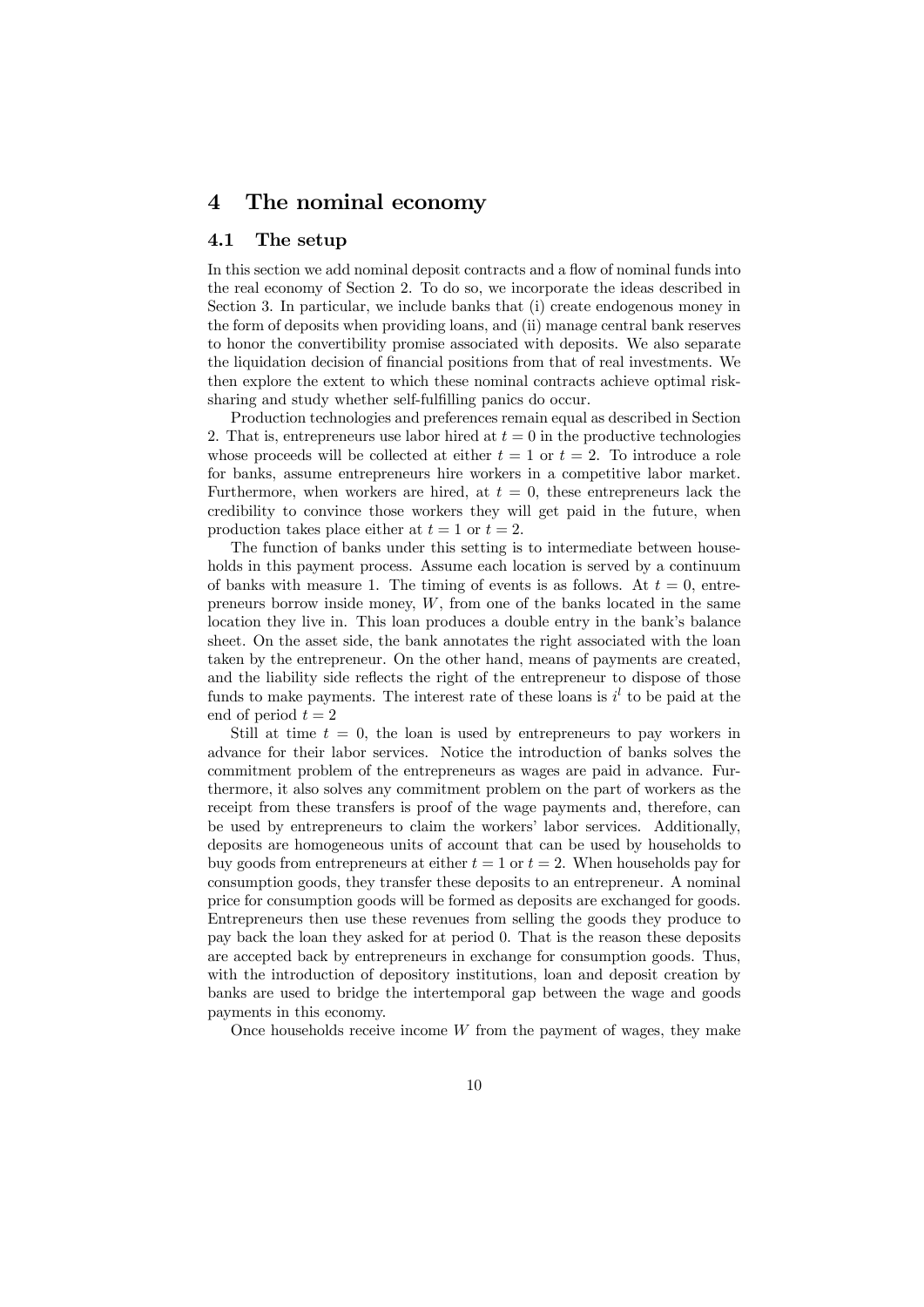# 4 The nominal economy

## 4.1 The setup

In this section we add nominal deposit contracts and a flow of nominal funds into the real economy of Section 2. To do so, we incorporate the ideas described in Section 3. In particular, we include banks that (i) create endogenous money in the form of deposits when providing loans, and (ii) manage central bank reserves to honor the convertibility promise associated with deposits. We also separate the liquidation decision of financial positions from that of real investments. We then explore the extent to which these nominal contracts achieve optimal risk-sharing and study whether self-fulfilling panics do occur.

Production technologies and preferences remain equal as described in Section 2. That is, entrepreneurs use labor hired at $t = 0$ in the productive technologies whose proceeds will be collected at either $t = 1$ or $t = 2$. To introduce a role for banks, assume entrepreneurs hire workers in a competitive labor market. Furthermore, when workers are hired, at $t = 0$, these entrepreneurs lack the credibility to convince those workers they will get paid in the future, when production takes place either at $t = 1$ or $t = 2$.

The function of banks under this setting is to intermediate between households in this payment process. Assume each location is served by a continuum of banks with measure 1. The timing of events is as follows. At $t = 0$, entrepreneurs borrow inside money, $W$, from one of the banks located in the same location they live in. This loan produces a double entry in the bank's balance sheet. On the asset side, the bank annotates the right associated with the loan taken by the entrepreneur. On the other hand, means of payments are created, and the liability side reflects the right of the entrepreneur to dispose of those funds to make payments. The interest rate of these loans is $i^l$ to be paid at the end of period $t = 2$

Still at time $t = 0$, the loan is used by entrepreneurs to pay workers in advance for their labor services. Notice the introduction of banks solves the commitment problem of the entrepreneurs as wages are paid in advance. Furthermore, it also solves any commitment problem on the part of workers as the receipt from these transfers is proof of the wage payments and, therefore, can be used by entrepreneurs to claim the workers' labor services. Additionally, deposits are homogeneous units of account that can be used by households to buy goods from entrepreneurs at either $t = 1$ or $t = 2$. When households pay for consumption goods, they transfer these deposits to an entrepreneur. A nominal price for consumption goods will be formed as deposits are exchanged for goods. Entrepreneurs then use these revenues from selling the goods they produce to pay back the loan they asked for at period 0. That is the reason these deposits are accepted back by entrepreneurs in exchange for consumption goods. Thus, with the introduction of depository institutions, loan and deposit creation by banks are used to bridge the intertemporal gap between the wage and goods payments in this economy.

Once households receive income $W$ from the payment of wages, they make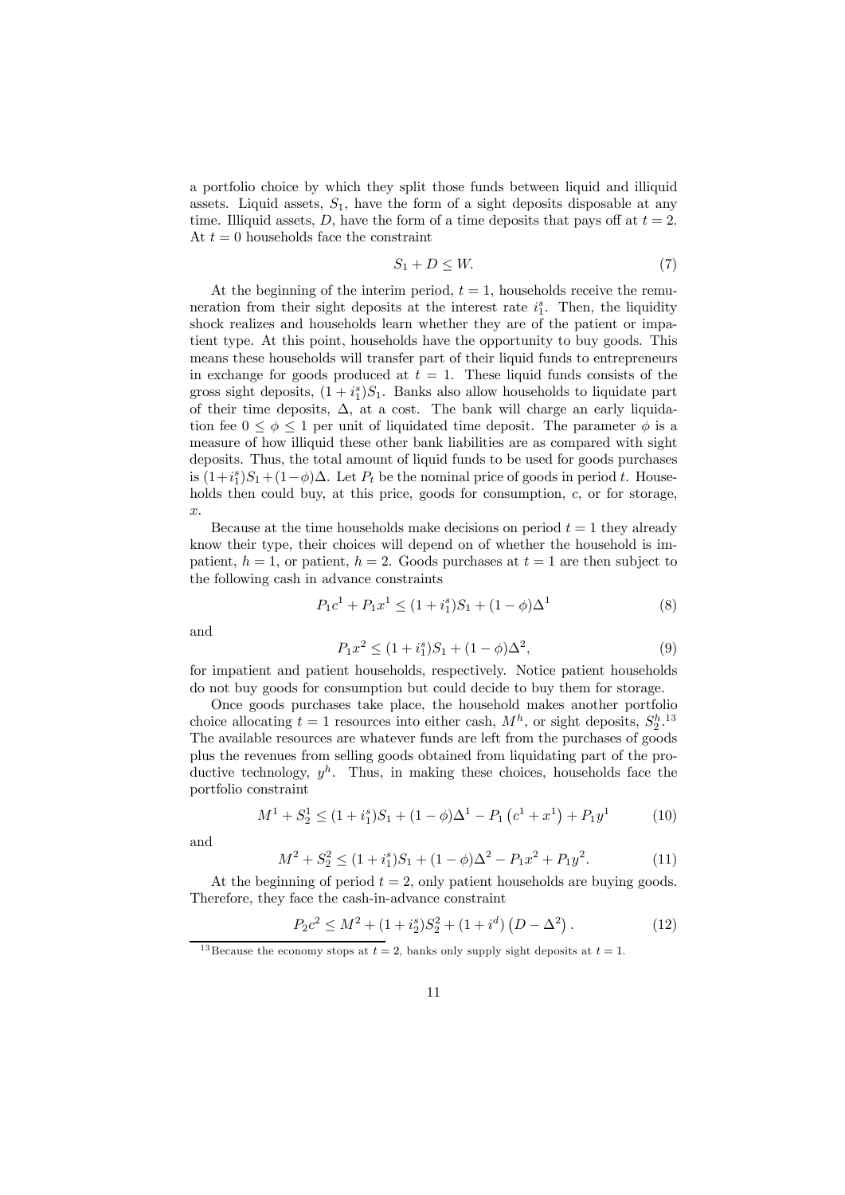a portfolio choice by which they split those funds between liquid and illiquid assets. Liquid assets, $S_1$, have the form of a sight deposits disposable at any time. Illiquid assets, $D$, have the form of a time deposits that pays off at $t = 2$. At $t = 0$ households face the constraint

$$S_1 + D \leq W. \tag{7}$$

At the beginning of the interim period, $t = 1$, households receive the remuneration from their sight deposits at the interest rate $i_1^s$. Then, the liquidity shock realizes and households learn whether they are of the patient or impatient type. At this point, households have the opportunity to buy goods. This means these households will transfer part of their liquid funds to entrepreneurs in exchange for goods produced at $t = 1$. These liquid funds consists of the gross sight deposits, $(1 + i_1^s)S_1$. Banks also allow households to liquidate part of their time deposits, $\Delta$, at a cost. The bank will charge an early liquidation fee $0 \leq \phi \leq 1$ per unit of liquidated time deposit. The parameter $\phi$ is a measure of how illiquid these other bank liabilities are as compared with sight deposits. Thus, the total amount of liquid funds to be used for goods purchases is $(1+i_1^s)S_1+(1-\phi)\Delta$. Let $P_t$ be the nominal price of goods in period $t$. Households then could buy, at this price, goods for consumption, $c$, or for storage, $x$.

Because at the time households make decisions on period $t = 1$ they already know their type, their choices will depend on of whether the household is impatient, $h = 1$, or patient, $h = 2$. Goods purchases at $t = 1$ are then subject to the following cash in advance constraints

$$P_1 c^1 + P_1 x^1 \leq (1 + i_1^s)S_1 + (1 - \phi)\Delta^1 \tag{8}$$

and

$$P_1 x^2 \leq (1 + i_1^s)S_1 + (1 - \phi)\Delta^2, \tag{9}$$

for impatient and patient households, respectively. Notice patient households do not buy goods for consumption but could decide to buy them for storage.

Once goods purchases take place, the household makes another portfolio choice allocating $t = 1$ resources into either cash, $M^h$, or sight deposits, $S_2^h$.[13] The available resources are whatever funds are left from the purchases of goods plus the revenues from selling goods obtained from liquidating part of the productive technology, $y^h$. Thus, in making these choices, households face the portfolio constraint

$$M^1 + S_2^1 \leq (1 + i_1^s)S_1 + (1 - \phi)\Delta^1 - P_1\left(c^1 + x^1\right) + P_1 y^1 \tag{10}$$

and

$$M^2 + S_2^2 \leq (1 + i_1^s)S_1 + (1 - \phi)\Delta^2 - P_1 x^2 + P_1 y^2. \tag{11}$$

At the beginning of period $t = 2$, only patient households are buying goods. Therefore, they face the cash-in-advance constraint

$$P_2 c^2 \leq M^2 + (1 + i_2^s)S_2^2 + (1 + i^d)\left(D - \Delta^2\right). \tag{12}$$

[13] Because the economy stops at $t = 2$, banks only supply sight deposits at $t = 1$.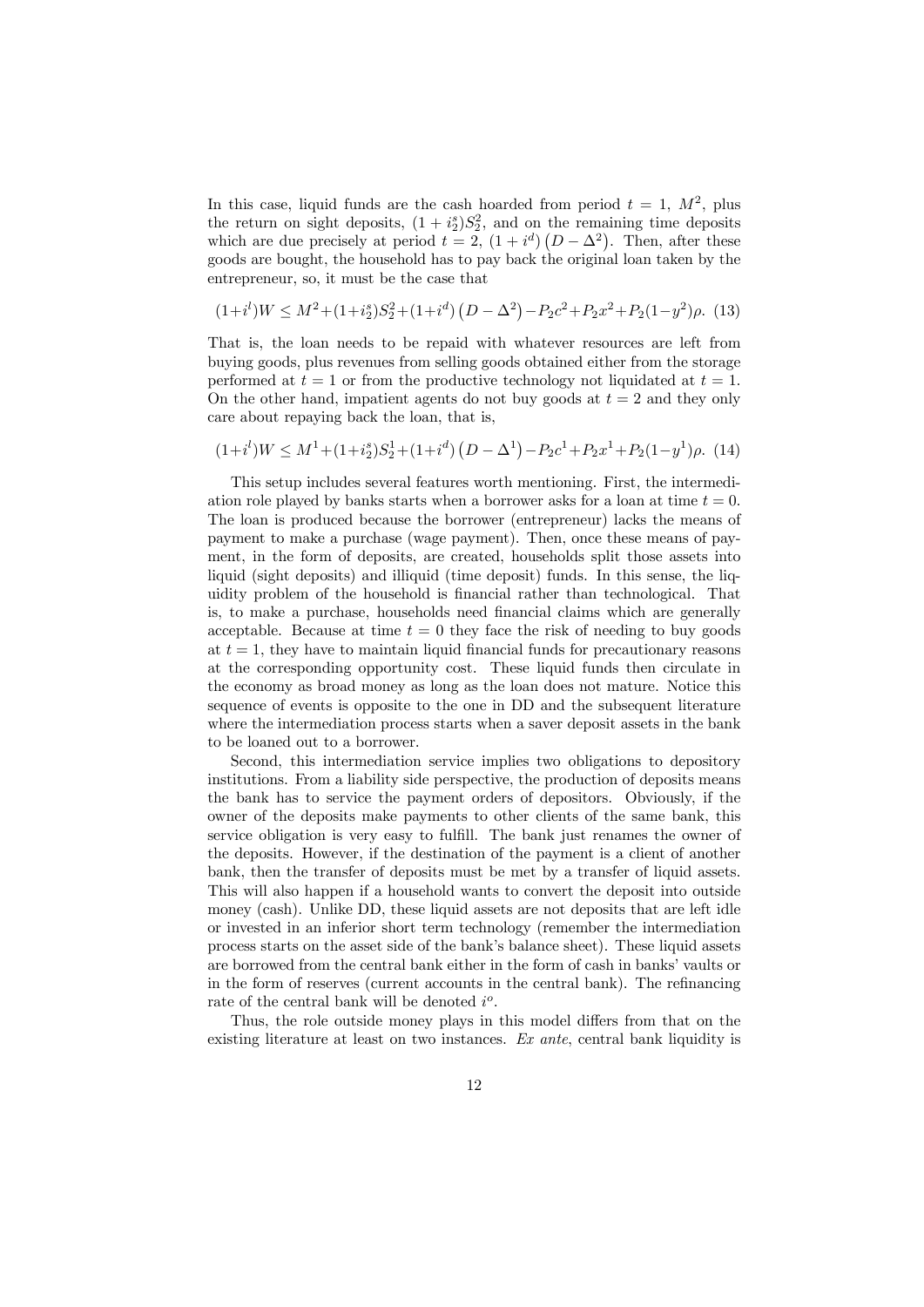In this case, liquid funds are the cash hoarded from period $t = 1$, $M^2$, plus the return on sight deposits, $(1 + i_2^s)S_2^2$, and on the remaining time deposits which are due precisely at period $t = 2$, $(1 + i^d)\left(D - \Delta^2\right)$. Then, after these goods are bought, the household has to pay back the original loan taken by the entrepreneur, so, it must be the case that

$$(1+i^l)W \leq M^2+(1+i_2^s)S_2^2+(1+i^d)\left(D-\Delta^2\right)-P_2c^2+P_2x^2+P_2(1-y^2)\rho. \quad (13)$$

That is, the loan needs to be repaid with whatever resources are left from buying goods, plus revenues from selling goods obtained either from the storage performed at $t = 1$ or from the productive technology not liquidated at $t = 1$. On the other hand, impatient agents do not buy goods at $t = 2$ and they only care about repaying back the loan, that is,

$$(1+i^l)W \leq M^1+(1+i_2^s)S_2^1+(1+i^d)\left(D-\Delta^1\right)-P_2c^1+P_2x^1+P_2(1-y^1)\rho. \quad (14)$$

This setup includes several features worth mentioning. First, the intermediation role played by banks starts when a borrower asks for a loan at time $t = 0$. The loan is produced because the borrower (entrepreneur) lacks the means of payment to make a purchase (wage payment). Then, once these means of payment, in the form of deposits, are created, households split those assets into liquid (sight deposits) and illiquid (time deposit) funds. In this sense, the liquidity problem of the household is financial rather than technological. That is, to make a purchase, households need financial claims which are generally acceptable. Because at time $t = 0$ they face the risk of needing to buy goods at $t = 1$, they have to maintain liquid financial funds for precautionary reasons at the corresponding opportunity cost. These liquid funds then circulate in the economy as broad money as long as the loan does not mature. Notice this sequence of events is opposite to the one in DD and the subsequent literature where the intermediation process starts when a saver deposit assets in the bank to be loaned out to a borrower.

Second, this intermediation service implies two obligations to depository institutions. From a liability side perspective, the production of deposits means the bank has to service the payment orders of depositors. Obviously, if the owner of the deposits make payments to other clients of the same bank, this service obligation is very easy to fulfill. The bank just renames the owner of the deposits. However, if the destination of the payment is a client of another bank, then the transfer of deposits must be met by a transfer of liquid assets. This will also happen if a household wants to convert the deposit into outside money (cash). Unlike DD, these liquid assets are not deposits that are left idle or invested in an inferior short term technology (remember the intermediation process starts on the asset side of the bank's balance sheet). These liquid assets are borrowed from the central bank either in the form of cash in banks' vaults or in the form of reserves (current accounts in the central bank). The refinancing rate of the central bank will be denoted $i^o$.

Thus, the role outside money plays in this model differs from that on the existing literature at least on two instances. *Ex ante*, central bank liquidity is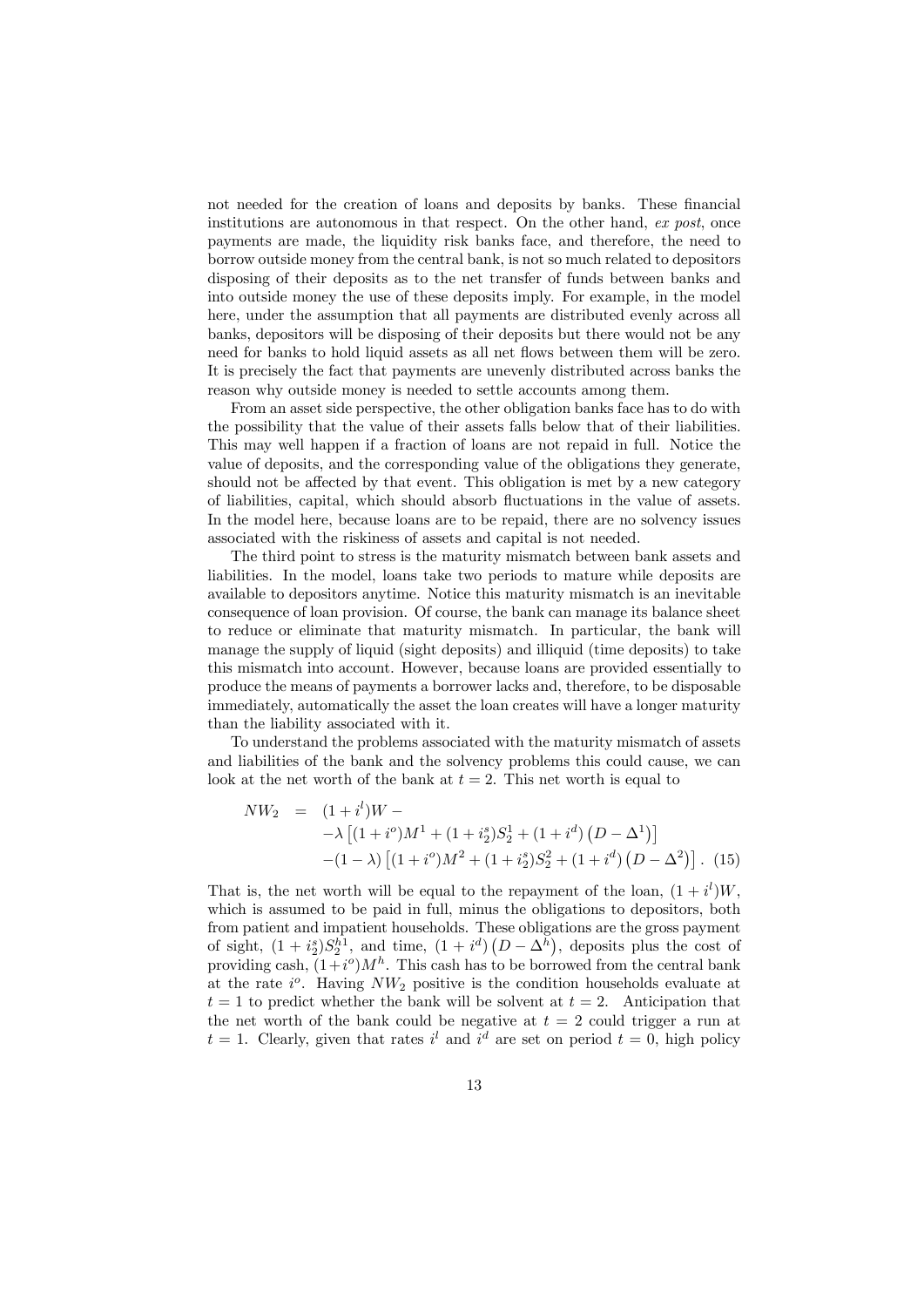not needed for the creation of loans and deposits by banks. These financial institutions are autonomous in that respect. On the other hand, *ex post*, once payments are made, the liquidity risk banks face, and therefore, the need to borrow outside money from the central bank, is not so much related to depositors disposing of their deposits as to the net transfer of funds between banks and into outside money the use of these deposits imply. For example, in the model here, under the assumption that all payments are distributed evenly across all banks, depositors will be disposing of their deposits but there would not be any need for banks to hold liquid assets as all net flows between them will be zero. It is precisely the fact that payments are unevenly distributed across banks the reason why outside money is needed to settle accounts among them.

From an asset side perspective, the other obligation banks face has to do with the possibility that the value of their assets falls below that of their liabilities. This may well happen if a fraction of loans are not repaid in full. Notice the value of deposits, and the corresponding value of the obligations they generate, should not be affected by that event. This obligation is met by a new category of liabilities, capital, which should absorb fluctuations in the value of assets. In the model here, because loans are to be repaid, there are no solvency issues associated with the riskiness of assets and capital is not needed.

The third point to stress is the maturity mismatch between bank assets and liabilities. In the model, loans take two periods to mature while deposits are available to depositors anytime. Notice this maturity mismatch is an inevitable consequence of loan provision. Of course, the bank can manage its balance sheet to reduce or eliminate that maturity mismatch. In particular, the bank will manage the supply of liquid (sight deposits) and illiquid (time deposits) to take this mismatch into account. However, because loans are provided essentially to produce the means of payments a borrower lacks and, therefore, to be disposable immediately, automatically the asset the loan creates will have a longer maturity than the liability associated with it.

To understand the problems associated with the maturity mismatch of assets and liabilities of the bank and the solvency problems this could cause, we can look at the net worth of the bank at $t = 2$. This net worth is equal to

$$
\begin{aligned}
NW_2 &= (1+i^l)W - \\
&\quad -\lambda\left[(1+i^o)M^1 + (1+i_2^s)S_2^1 + (1+i^d)\left(D-\Delta^1\right)\right] \\
&\quad -(1-\lambda)\left[(1+i^o)M^2 + (1+i_2^s)S_2^2 + (1+i^d)\left(D-\Delta^2\right)\right]. \quad (15)
\end{aligned}
$$

That is, the net worth will be equal to the repayment of the loan, $(1+i^l)W$, which is assumed to be paid in full, minus the obligations to depositors, both from patient and impatient households. These obligations are the gross payment of sight, $(1+i_2^s)S_2^{h1}$, and time, $(1+i^d)\left(D-\Delta^h\right)$, deposits plus the cost of providing cash, $(1+i^o)M^h$. This cash has to be borrowed from the central bank at the rate $i^o$. Having $NW_2$ positive is the condition households evaluate at $t = 1$ to predict whether the bank will be solvent at $t = 2$. Anticipation that the net worth of the bank could be negative at $t = 2$ could trigger a run at $t = 1$. Clearly, given that rates $i^l$ and $i^d$ are set on period $t = 0$, high policy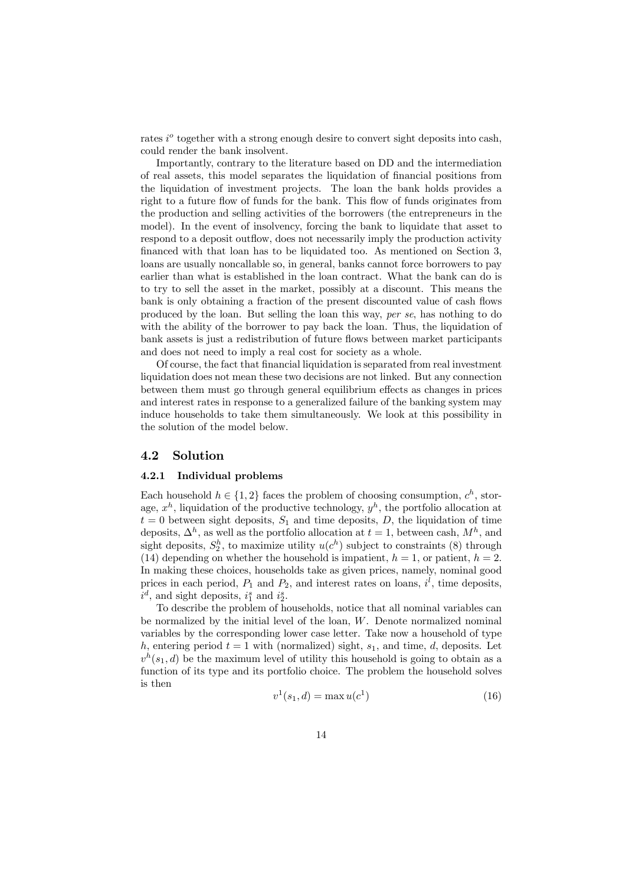rates $i^o$ together with a strong enough desire to convert sight deposits into cash, could render the bank insolvent.

Importantly, contrary to the literature based on DD and the intermediation of real assets, this model separates the liquidation of financial positions from the liquidation of investment projects. The loan the bank holds provides a right to a future flow of funds for the bank. This flow of funds originates from the production and selling activities of the borrowers (the entrepreneurs in the model). In the event of insolvency, forcing the bank to liquidate that asset to respond to a deposit outflow, does not necessarily imply the production activity financed with that loan has to be liquidated too. As mentioned on Section 3, loans are usually noncallable so, in general, banks cannot force borrowers to pay earlier than what is established in the loan contract. What the bank can do is to try to sell the asset in the market, possibly at a discount. This means the bank is only obtaining a fraction of the present discounted value of cash flows produced by the loan. But selling the loan this way, *per se*, has nothing to do with the ability of the borrower to pay back the loan. Thus, the liquidation of bank assets is just a redistribution of future flows between market participants and does not need to imply a real cost for society as a whole.

Of course, the fact that financial liquidation is separated from real investment liquidation does not mean these two decisions are not linked. But any connection between them must go through general equilibrium effects as changes in prices and interest rates in response to a generalized failure of the banking system may induce households to take them simultaneously. We look at this possibility in the solution of the model below.

## 4.2 Solution

### 4.2.1 Individual problems

Each household $h \in \{1, 2\}$ faces the problem of choosing consumption, $c^h$, storage, $x^h$, liquidation of the productive technology, $y^h$, the portfolio allocation at $t = 0$ between sight deposits, $S_1$ and time deposits, $D$, the liquidation of time deposits, $\Delta^h$, as well as the portfolio allocation at $t = 1$, between cash, $M^h$, and sight deposits, $S_2^h$, to maximize utility $u(c^h)$ subject to constraints (8) through (14) depending on whether the household is impatient, $h = 1$, or patient, $h = 2$. In making these choices, households take as given prices, namely, nominal good prices in each period, $P_1$ and $P_2$, and interest rates on loans, $i^l$, time deposits, $i^d$, and sight deposits, $i_1^s$ and $i_2^s$.

To describe the problem of households, notice that all nominal variables can be normalized by the initial level of the loan, $W$. Denote normalized nominal variables by the corresponding lower case letter. Take now a household of type $h$, entering period $t = 1$ with (normalized) sight, $s_1$, and time, $d$, deposits. Let $v^h(s_1, d)$ be the maximum level of utility this household is going to obtain as a function of its type and its portfolio choice. The problem the household solves is then

$$v^1(s_1, d) = \max u(c^1) \tag{16}$$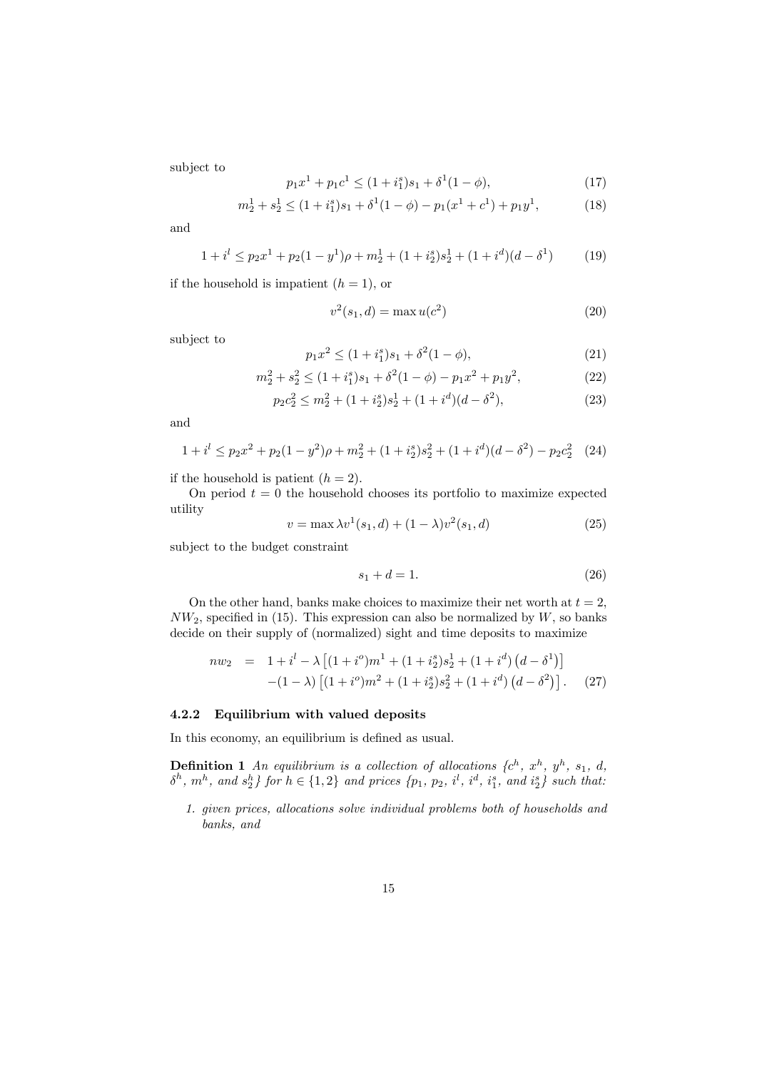subject to

$$p_1 x^1 + p_1 c^1 \leq (1 + i_1^s) s_1 + \delta^1 (1 - \phi), \tag{17}$$

$$m_2^1 + s_2^1 \leq (1 + i_1^s) s_1 + \delta^1 (1 - \phi) - p_1 (x^1 + c^1) + p_1 y^1, \tag{18}$$

and

$$1 + i^l \leq p_2 x^1 + p_2 (1 - y^1) \rho + m_2^1 + (1 + i_2^s) s_2^1 + (1 + i^d)(d - \delta^1) \tag{19}$$

if the household is impatient ($h = 1$), or

$$v^2(s_1, d) = \max u(c^2) \tag{20}$$

subject to

$$p_1 x^2 \leq (1 + i_1^s) s_1 + \delta^2 (1 - \phi), \tag{21}$$

$$m_2^2 + s_2^2 \leq (1 + i_1^s) s_1 + \delta^2 (1 - \phi) - p_1 x^2 + p_1 y^2, \tag{22}$$

$$p_2 c_2^2 \leq m_2^2 + (1 + i_2^s) s_2^1 + (1 + i^d)(d - \delta^2), \tag{23}$$

and

$$1 + i^l \leq p_2 x^2 + p_2 (1 - y^2) \rho + m_2^2 + (1 + i_2^s) s_2^2 + (1 + i^d)(d - \delta^2) - p_2 c_2^2 \tag{24}$$

if the household is patient ($h = 2$).

On period $t = 0$ the household chooses its portfolio to maximize expected utility

$$v = \max \lambda v^1(s_1, d) + (1 - \lambda) v^2(s_1, d) \tag{25}$$

subject to the budget constraint

$$s_1 + d = 1. \tag{26}$$

On the other hand, banks make choices to maximize their net worth at $t = 2$, $NW_2$, specified in (15). This expression can also be normalized by $W$, so banks decide on their supply of (normalized) sight and time deposits to maximize

$$\begin{aligned} nw_2 \;\; = \;\; & 1 + i^l - \lambda \left[ (1 + i^o) m^1 + (1 + i_2^s) s_2^1 + (1 + i^d) \left( d - \delta^1 \right) \right] \\ & - (1 - \lambda) \left[ (1 + i^o) m^2 + (1 + i_2^s) s_2^2 + (1 + i^d) \left( d - \delta^2 \right) \right]. \end{aligned} \tag{27}$$

### 4.2.2 Equilibrium with valued deposits

In this economy, an equilibrium is defined as usual.

**Definition 1** *An equilibrium is a collection of allocations $\{c^h$, $x^h$, $y^h$, $s_1$, $d$, $\delta^h$, $m^h$, and $s_2^h\}$ for $h \in \{1, 2\}$ and prices $\{p_1$, $p_2$, $i^l$, $i^d$, $i_1^s$, and $i_2^s\}$ such that:*

1. *given prices, allocations solve individual problems both of households and banks, and*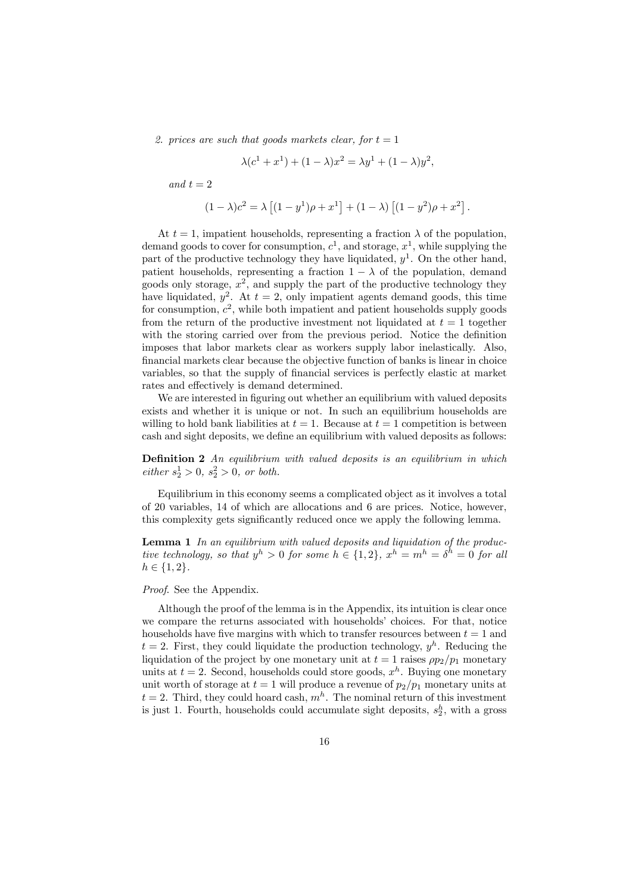2. *prices are such that goods markets clear, for* $t = 1$

$$\lambda(c^1 + x^1) + (1-\lambda)x^2 = \lambda y^1 + (1-\lambda)y^2,$$

*and* $t = 2$

$$(1-\lambda)c^2 = \lambda\left[(1-y^1)\rho + x^1\right] + (1-\lambda)\left[(1-y^2)\rho + x^2\right].$$

At $t = 1$, impatient households, representing a fraction $\lambda$ of the population, demand goods to cover for consumption, $c^1$, and storage, $x^1$, while supplying the part of the productive technology they have liquidated, $y^1$. On the other hand, patient households, representing a fraction $1-\lambda$ of the population, demand goods only storage, $x^2$, and supply the part of the productive technology they have liquidated, $y^2$. At $t = 2$, only impatient agents demand goods, this time for consumption, $c^2$, while both impatient and patient households supply goods from the return of the productive investment not liquidated at $t = 1$ together with the storing carried over from the previous period. Notice the definition imposes that labor markets clear as workers supply labor inelastically. Also, financial markets clear because the objective function of banks is linear in choice variables, so that the supply of financial services is perfectly elastic at market rates and effectively is demand determined.

We are interested in figuring out whether an equilibrium with valued deposits exists and whether it is unique or not. In such an equilibrium households are willing to hold bank liabilities at $t = 1$. Because at $t = 1$ competition is between cash and sight deposits, we define an equilibrium with valued deposits as follows:

**Definition 2** *An equilibrium with valued deposits is an equilibrium in which either* $s_2^1 > 0$, $s_2^2 > 0$, *or both.*

Equilibrium in this economy seems a complicated object as it involves a total of 20 variables, 14 of which are allocations and 6 are prices. Notice, however, this complexity gets significantly reduced once we apply the following lemma.

**Lemma 1** *In an equilibrium with valued deposits and liquidation of the productive technology, so that* $y^h > 0$ *for some* $h \in \{1, 2\}$, $x^h = m^h = \delta^h = 0$ *for all* $h \in \{1, 2\}$.

*Proof*. See the Appendix.

Although the proof of the lemma is in the Appendix, its intuition is clear once we compare the returns associated with households' choices. For that, notice households have five margins with which to transfer resources between $t = 1$ and $t = 2$. First, they could liquidate the production technology, $y^h$. Reducing the liquidation of the project by one monetary unit at $t = 1$ raises $\rho p_2/p_1$ monetary units at $t = 2$. Second, households could store goods, $x^h$. Buying one monetary unit worth of storage at $t = 1$ will produce a revenue of $p_2/p_1$ monetary units at $t = 2$. Third, they could hoard cash, $m^h$. The nominal return of this investment is just 1. Fourth, households could accumulate sight deposits, $s_2^h$, with a gross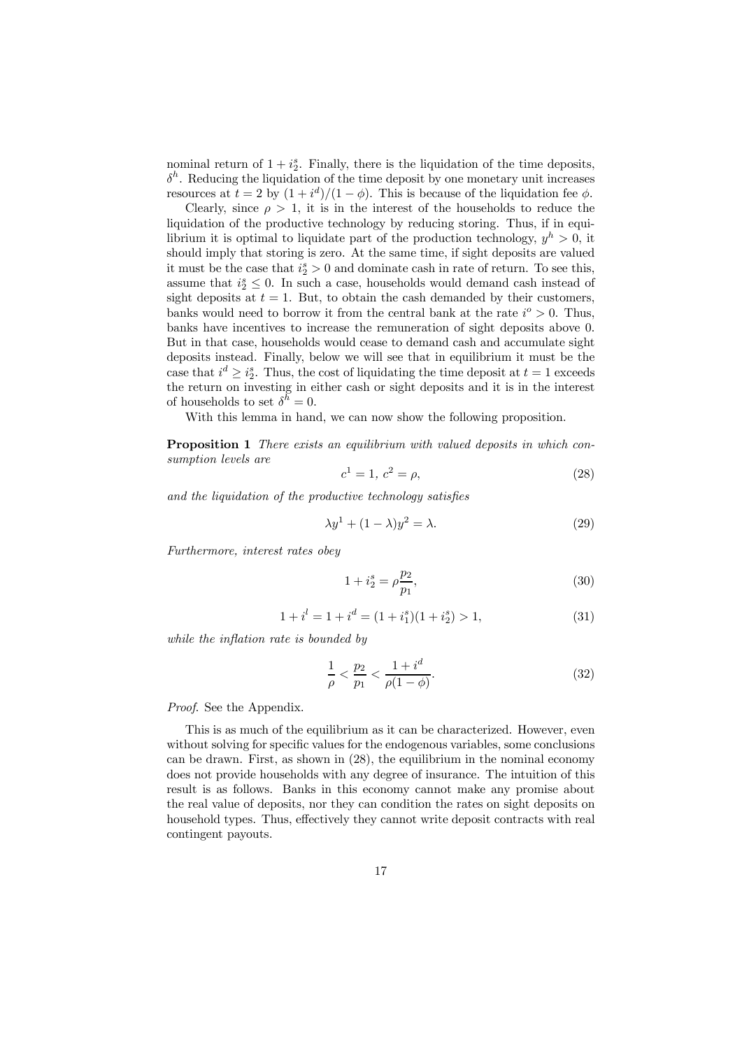nominal return of $1 + i_2^s$. Finally, there is the liquidation of the time deposits, $\delta^h$. Reducing the liquidation of the time deposit by one monetary unit increases resources at $t = 2$ by $(1 + i^d)/(1 - \phi)$. This is because of the liquidation fee $\phi$.

Clearly, since $\rho > 1$, it is in the interest of the households to reduce the liquidation of the productive technology by reducing storing. Thus, if in equilibrium it is optimal to liquidate part of the production technology, $y^h > 0$, it should imply that storing is zero. At the same time, if sight deposits are valued it must be the case that $i_2^s > 0$ and dominate cash in rate of return. To see this, assume that $i_2^s \leq 0$. In such a case, households would demand cash instead of sight deposits at $t = 1$. But, to obtain the cash demanded by their customers, banks would need to borrow it from the central bank at the rate $i^o > 0$. Thus, banks have incentives to increase the remuneration of sight deposits above 0. But in that case, households would cease to demand cash and accumulate sight deposits instead. Finally, below we will see that in equilibrium it must be the case that $i^d \geq i_2^s$. Thus, the cost of liquidating the time deposit at $t = 1$ exceeds the return on investing in either cash or sight deposits and it is in the interest of households to set $\delta^h = 0$.

With this lemma in hand, we can now show the following proposition.

**Proposition 1** *There exists an equilibrium with valued deposits in which consumption levels are*

$$c^1 = 1,\ c^2 = \rho, \tag{28}$$

*and the liquidation of the productive technology satisfies*

$$\lambda y^1 + (1 - \lambda) y^2 = \lambda. \tag{29}$$

*Furthermore, interest rates obey*

$$1 + i_2^s = \rho \frac{p_2}{p_1}, \tag{30}$$

$$1 + i^l = 1 + i^d = (1 + i_1^s)(1 + i_2^s) > 1, \tag{31}$$

*while the inflation rate is bounded by*

$$\frac{1}{\rho} < \frac{p_2}{p_1} < \frac{1 + i^d}{\rho(1 - \phi)}. \tag{32}$$

*Proof*. See the Appendix.

This is as much of the equilibrium as it can be characterized. However, even without solving for specific values for the endogenous variables, some conclusions can be drawn. First, as shown in (28), the equilibrium in the nominal economy does not provide households with any degree of insurance. The intuition of this result is as follows. Banks in this economy cannot make any promise about the real value of deposits, nor they can condition the rates on sight deposits on household types. Thus, effectively they cannot write deposit contracts with real contingent payouts.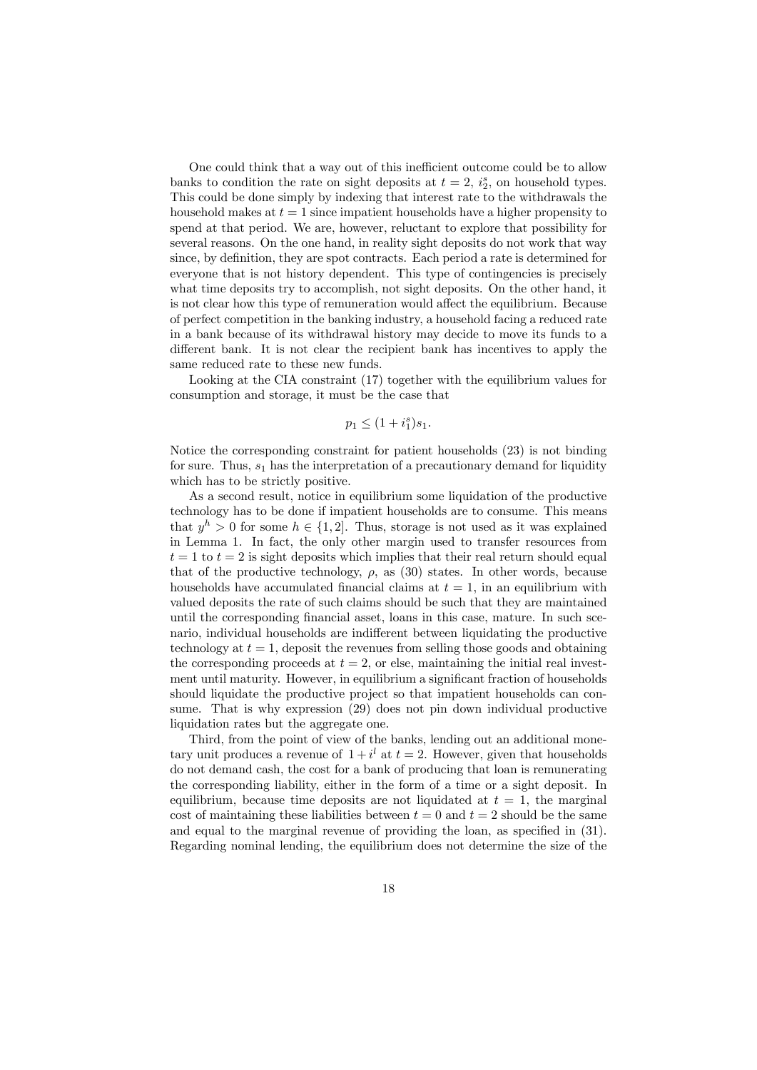One could think that a way out of this inefficient outcome could be to allow banks to condition the rate on sight deposits at $t = 2$, $i_2^s$, on household types. This could be done simply by indexing that interest rate to the withdrawals the household makes at $t = 1$ since impatient households have a higher propensity to spend at that period. We are, however, reluctant to explore that possibility for several reasons. On the one hand, in reality sight deposits do not work that way since, by definition, they are spot contracts. Each period a rate is determined for everyone that is not history dependent. This type of contingencies is precisely what time deposits try to accomplish, not sight deposits. On the other hand, it is not clear how this type of remuneration would affect the equilibrium. Because of perfect competition in the banking industry, a household facing a reduced rate in a bank because of its withdrawal history may decide to move its funds to a different bank. It is not clear the recipient bank has incentives to apply the same reduced rate to these new funds.

Looking at the CIA constraint (17) together with the equilibrium values for consumption and storage, it must be the case that

$$p_1 \leq (1 + i_1^s)s_1.$$

Notice the corresponding constraint for patient households (23) is not binding for sure. Thus, $s_1$ has the interpretation of a precautionary demand for liquidity which has to be strictly positive.

As a second result, notice in equilibrium some liquidation of the productive technology has to be done if impatient households are to consume. This means that $y^h > 0$ for some $h \in \{1, 2]$. Thus, storage is not used as it was explained in Lemma 1. In fact, the only other margin used to transfer resources from $t = 1$ to $t = 2$ is sight deposits which implies that their real return should equal that of the productive technology, $\rho$, as (30) states. In other words, because households have accumulated financial claims at $t = 1$, in an equilibrium with valued deposits the rate of such claims should be such that they are maintained until the corresponding financial asset, loans in this case, mature. In such scenario, individual households are indifferent between liquidating the productive technology at $t = 1$, deposit the revenues from selling those goods and obtaining the corresponding proceeds at $t = 2$, or else, maintaining the initial real investment until maturity. However, in equilibrium a significant fraction of households should liquidate the productive project so that impatient households can consume. That is why expression (29) does not pin down individual productive liquidation rates but the aggregate one.

Third, from the point of view of the banks, lending out an additional monetary unit produces a revenue of $1 + i^l$ at $t = 2$. However, given that households do not demand cash, the cost for a bank of producing that loan is remunerating the corresponding liability, either in the form of a time or a sight deposit. In equilibrium, because time deposits are not liquidated at $t = 1$, the marginal cost of maintaining these liabilities between $t = 0$ and $t = 2$ should be the same and equal to the marginal revenue of providing the loan, as specified in (31). Regarding nominal lending, the equilibrium does not determine the size of the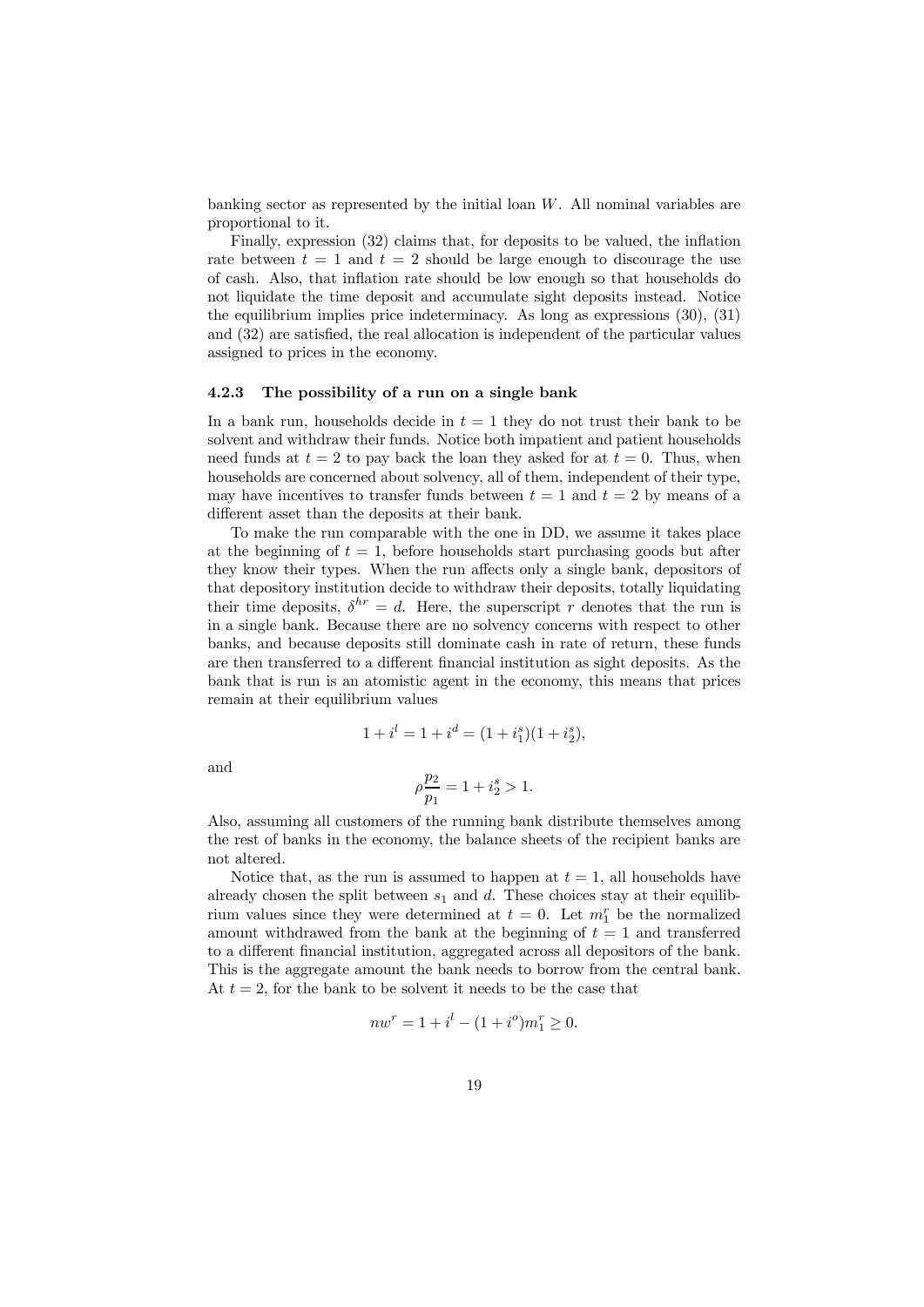banking sector as represented by the initial loan $W$. All nominal variables are proportional to it.

Finally, expression (32) claims that, for deposits to be valued, the inflation rate between $t = 1$ and $t = 2$ should be large enough to discourage the use of cash. Also, that inflation rate should be low enough so that households do not liquidate the time deposit and accumulate sight deposits instead. Notice the equilibrium implies price indeterminacy. As long as expressions (30), (31) and (32) are satisfied, the real allocation is independent of the particular values assigned to prices in the economy.

### 4.2.3 The possibility of a run on a single bank

In a bank run, households decide in $t = 1$ they do not trust their bank to be solvent and withdraw their funds. Notice both impatient and patient households need funds at $t = 2$ to pay back the loan they asked for at $t = 0$. Thus, when households are concerned about solvency, all of them, independent of their type, may have incentives to transfer funds between $t = 1$ and $t = 2$ by means of a different asset than the deposits at their bank.

To make the run comparable with the one in DD, we assume it takes place at the beginning of $t = 1$, before households start purchasing goods but after they know their types. When the run affects only a single bank, depositors of that depository institution decide to withdraw their deposits, totally liquidating their time deposits, $\delta^{hr} = d$. Here, the superscript $r$ denotes that the run is in a single bank. Because there are no solvency concerns with respect to other banks, and because deposits still dominate cash in rate of return, these funds are then transferred to a different financial institution as sight deposits. As the bank that is run is an atomistic agent in the economy, this means that prices remain at their equilibrium values

$$1 + i^l = 1 + i^d = (1 + i_1^s)(1 + i_2^s),$$

and

$$\rho \frac{p_2}{p_1} = 1 + i_2^s > 1.$$

Also, assuming all customers of the running bank distribute themselves among the rest of banks in the economy, the balance sheets of the recipient banks are not altered.

Notice that, as the run is assumed to happen at $t = 1$, all households have already chosen the split between $s_1$ and $d$. These choices stay at their equilibrium values since they were determined at $t = 0$. Let $m_1^r$ be the normalized amount withdrawed from the bank at the beginning of $t = 1$ and transferred to a different financial institution, aggregated across all depositors of the bank. This is the aggregate amount the bank needs to borrow from the central bank. At $t = 2$, for the bank to be solvent it needs to be the case that

$$nw^r = 1 + i^l - (1 + i^o)m_1^r \geq 0.$$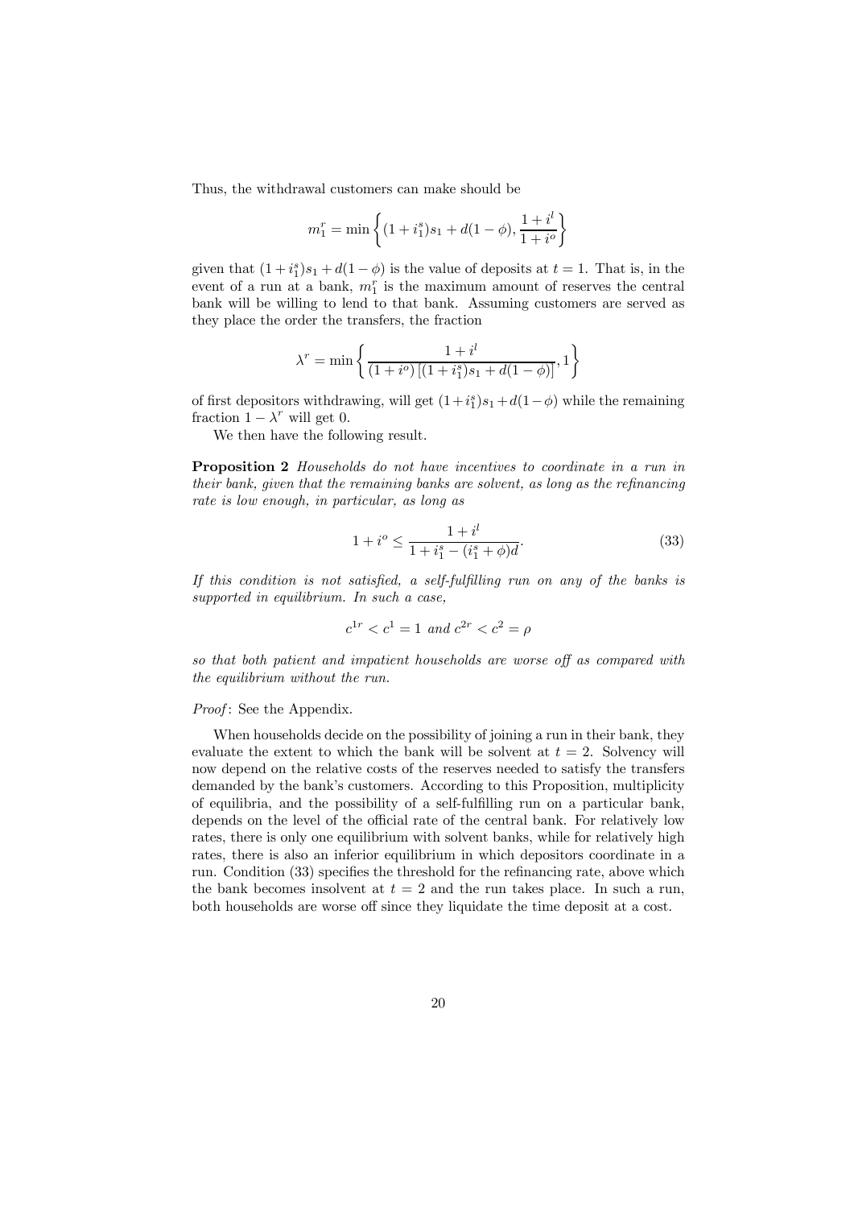Thus, the withdrawal customers can make should be

$$m_1^r = \min\left\{(1+i_1^s)s_1 + d(1-\phi), \frac{1+i^l}{1+i^o}\right\}$$

given that $(1+i_1^s)s_1 + d(1-\phi)$ is the value of deposits at $t=1$. That is, in the event of a run at a bank, $m_1^r$ is the maximum amount of reserves the central bank will be willing to lend to that bank. Assuming customers are served as they place the order the transfers, the fraction

$$\lambda^r = \min\left\{\frac{1+i^l}{(1+i^o)\left[(1+i_1^s)s_1 + d(1-\phi)\right]}, 1\right\}$$

of first depositors withdrawing, will get $(1+i_1^s)s_1 + d(1-\phi)$ while the remaining fraction $1-\lambda^r$ will get 0.

We then have the following result.

**Proposition 2** *Households do not have incentives to coordinate in a run in their bank, given that the remaining banks are solvent, as long as the refinancing rate is low enough, in particular, as long as*

$$1+i^o \leq \frac{1+i^l}{1+i_1^s - (i_1^s+\phi)d}. \tag{33}$$

*If this condition is not satisfied, a self-fulfilling run on any of the banks is supported in equilibrium. In such a case,*

$$c^{1r} < c^1 = 1 \text{ and } c^{2r} < c^2 = \rho$$

*so that both patient and impatient households are worse off as compared with the equilibrium without the run.*

*Proof*: See the Appendix.

When households decide on the possibility of joining a run in their bank, they evaluate the extent to which the bank will be solvent at $t=2$. Solvency will now depend on the relative costs of the reserves needed to satisfy the transfers demanded by the bank's customers. According to this Proposition, multiplicity of equilibria, and the possibility of a self-fulfilling run on a particular bank, depends on the level of the official rate of the central bank. For relatively low rates, there is only one equilibrium with solvent banks, while for relatively high rates, there is also an inferior equilibrium in which depositors coordinate in a run. Condition (33) specifies the threshold for the refinancing rate, above which the bank becomes insolvent at $t=2$ and the run takes place. In such a run, both households are worse off since they liquidate the time deposit at a cost.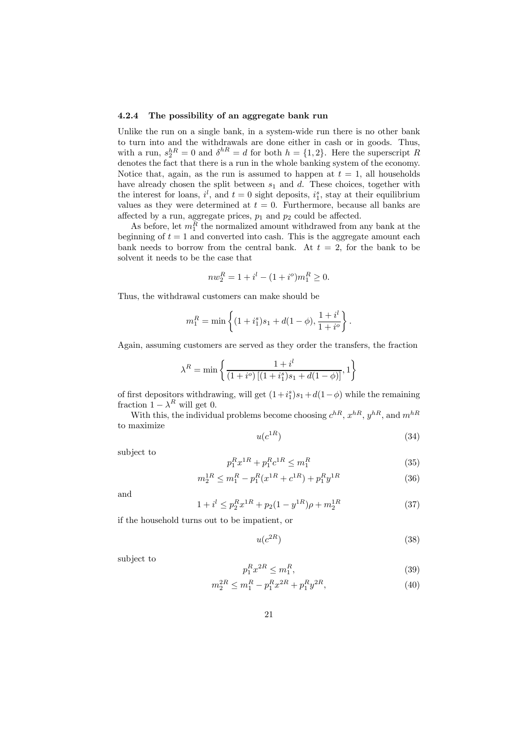#### 4.2.4 The possibility of an aggregate bank run

Unlike the run on a single bank, in a system-wide run there is no other bank to turn into and the withdrawals are done either in cash or in goods. Thus, with a run, $s_2^{hR} = 0$ and $\delta^{hR} = d$ for both $h = \{1, 2\}$. Here the superscript $R$ denotes the fact that there is a run in the whole banking system of the economy. Notice that, again, as the run is assumed to happen at $t = 1$, all households have already chosen the split between $s_1$ and $d$. These choices, together with the interest for loans, $i^l$, and $t = 0$ sight deposits, $i_1^s$, stay at their equilibrium values as they were determined at $t = 0$. Furthermore, because all banks are affected by a run, aggregate prices, $p_1$ and $p_2$ could be affected.

As before, let $m_1^R$ the normalized amount withdrawed from any bank at the beginning of $t = 1$ and converted into cash. This is the aggregate amount each bank needs to borrow from the central bank. At $t = 2$, for the bank to be solvent it needs to be the case that

$$nw_2^R = 1 + i^l - (1 + i^o)m_1^R \geq 0.$$

Thus, the withdrawal customers can make should be

$$m_1^R = \min\left\{(1 + i_1^s)s_1 + d(1 - \phi), \frac{1 + i^l}{1 + i^o}\right\}.$$

Again, assuming customers are served as they order the transfers, the fraction

$$\lambda^R = \min\left\{\frac{1 + i^l}{(1 + i^o)\left[(1 + i_1^s)s_1 + d(1 - \phi)\right]}, 1\right\}$$

of first depositors withdrawing, will get $(1 + i_1^s)s_1 + d(1 - \phi)$ while the remaining fraction $1 - \lambda^R$ will get 0.

With this, the individual problems become choosing $c^{hR}$, $x^{hR}$, $y^{hR}$, and $m^{hR}$ to maximize

$$u(c^{1R}) \tag{34}$$

subject to

$$p_1^R x^{1R} + p_1^R c^{1R} \leq m_1^R \tag{35}$$

$$m_2^{1R} \leq m_1^R - p_1^R(x^{1R} + c^{1R}) + p_1^R y^{1R} \tag{36}$$

and

$$1 + i^l \leq p_2^R x^{1R} + p_2(1 - y^{1R})\rho + m_2^{1R} \tag{37}$$

if the household turns out to be impatient, or

$$u(c^{2R}) \tag{38}$$

subject to

$$p_1^R x^{2R} \leq m_1^R, \tag{39}$$

$$m_2^{2R} \leq m_1^R - p_1^R x^{2R} + p_1^R y^{2R}, \tag{40}$$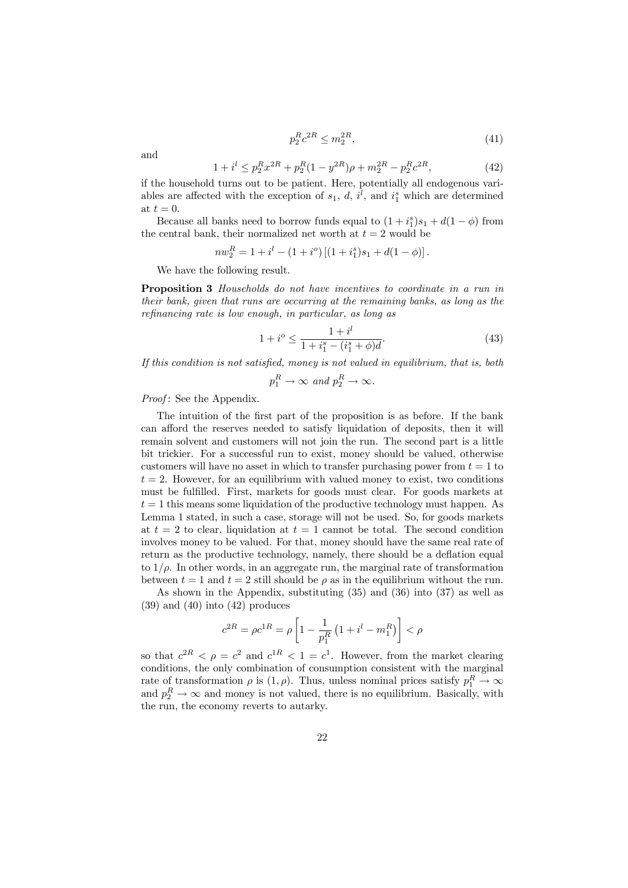$$p_2^R c^{2R} \leq m_2^{2R}, \tag{41}$$

and

$$1 + i^l \leq p_2^R x^{2R} + p_2^R (1 - y^{2R})\rho + m_2^{2R} - p_2^R c^{2R}, \tag{42}$$

if the household turns out to be patient. Here, potentially all endogenous variables are affected with the exception of $s_1$, $d$, $i^l$, and $i_1^s$ which are determined at $t = 0$.

Because all banks need to borrow funds equal to $(1 + i_1^s)s_1 + d(1 - \phi)$ from the central bank, their normalized net worth at $t = 2$ would be

$$nw_2^R = 1 + i^l - (1 + i^o)\left[(1 + i_1^s)s_1 + d(1 - \phi)\right].$$

We have the following result.

**Proposition 3** *Households do not have incentives to coordinate in a run in their bank, given that runs are occurring at the remaining banks, as long as the refinancing rate is low enough, in particular, as long as*

$$1 + i^o \leq \frac{1 + i^l}{1 + i_1^s - (i_1^s + \phi)d}. \tag{43}$$

*If this condition is not satisfied, money is not valued in equilibrium, that is, both*

$$p_1^R \to \infty \text{ and } p_2^R \to \infty.$$

*Proof*: See the Appendix.

The intuition of the first part of the proposition is as before. If the bank can afford the reserves needed to satisfy liquidation of deposits, then it will remain solvent and customers will not join the run. The second part is a little bit trickier. For a successful run to exist, money should be valued, otherwise customers will have no asset in which to transfer purchasing power from $t = 1$ to $t = 2$. However, for an equilibrium with valued money to exist, two conditions must be fulfilled. First, markets for goods must clear. For goods markets at $t = 1$ this means some liquidation of the productive technology must happen. As Lemma 1 stated, in such a case, storage will not be used. So, for goods markets at $t = 2$ to clear, liquidation at $t = 1$ cannot be total. The second condition involves money to be valued. For that, money should have the same real rate of return as the productive technology, namely, there should be a deflation equal to $1/\rho$. In other words, in an aggregate run, the marginal rate of transformation between $t = 1$ and $t = 2$ still should be $\rho$ as in the equilibrium without the run.

As shown in the Appendix, substituting (35) and (36) into (37) as well as (39) and (40) into (42) produces

$$c^{2R} = \rho c^{1R} = \rho \left[1 - \frac{1}{p_1^R}\left(1 + i^l - m_1^R\right)\right] < \rho$$

so that $c^{2R} < \rho = c^2$ and $c^{1R} < 1 = c^1$. However, from the market clearing conditions, the only combination of consumption consistent with the marginal rate of transformation $\rho$ is $(1, \rho)$. Thus, unless nominal prices satisfy $p_1^R \to \infty$ and $p_2^R \to \infty$ and money is not valued, there is no equilibrium. Basically, with the run, the economy reverts to autarky.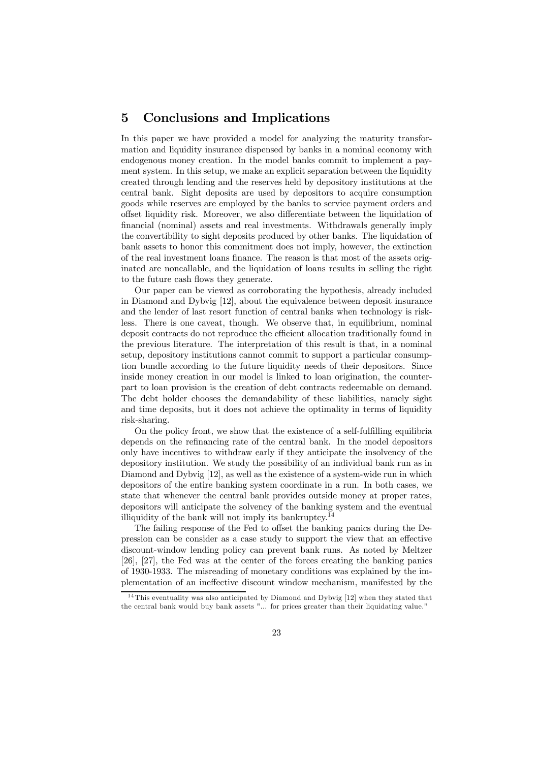## 5 Conclusions and Implications

In this paper we have provided a model for analyzing the maturity transformation and liquidity insurance dispensed by banks in a nominal economy with endogenous money creation. In the model banks commit to implement a payment system. In this setup, we make an explicit separation between the liquidity created through lending and the reserves held by depository institutions at the central bank. Sight deposits are used by depositors to acquire consumption goods while reserves are employed by the banks to service payment orders and offset liquidity risk. Moreover, we also differentiate between the liquidation of financial (nominal) assets and real investments. Withdrawals generally imply the convertibility to sight deposits produced by other banks. The liquidation of bank assets to honor this commitment does not imply, however, the extinction of the real investment loans finance. The reason is that most of the assets originated are noncallable, and the liquidation of loans results in selling the right to the future cash flows they generate.

Our paper can be viewed as corroborating the hypothesis, already included in Diamond and Dybvig [12], about the equivalence between deposit insurance and the lender of last resort function of central banks when technology is riskless. There is one caveat, though. We observe that, in equilibrium, nominal deposit contracts do not reproduce the efficient allocation traditionally found in the previous literature. The interpretation of this result is that, in a nominal setup, depository institutions cannot commit to support a particular consumption bundle according to the future liquidity needs of their depositors. Since inside money creation in our model is linked to loan origination, the counterpart to loan provision is the creation of debt contracts redeemable on demand. The debt holder chooses the demandability of these liabilities, namely sight and time deposits, but it does not achieve the optimality in terms of liquidity risk-sharing.

On the policy front, we show that the existence of a self-fulfilling equilibria depends on the refinancing rate of the central bank. In the model depositors only have incentives to withdraw early if they anticipate the insolvency of the depository institution. We study the possibility of an individual bank run as in Diamond and Dybvig [12], as well as the existence of a system-wide run in which depositors of the entire banking system coordinate in a run. In both cases, we state that whenever the central bank provides outside money at proper rates, depositors will anticipate the solvency of the banking system and the eventual illiquidity of the bank will not imply its bankruptcy.[14]

The failing response of the Fed to offset the banking panics during the Depression can be consider as a case study to support the view that an effective discount-window lending policy can prevent bank runs. As noted by Meltzer [26], [27], the Fed was at the center of the forces creating the banking panics of 1930-1933. The misreading of monetary conditions was explained by the implementation of an ineffective discount window mechanism, manifested by the

[14] This eventuality was also anticipated by Diamond and Dybvig [12] when they stated that the central bank would buy bank assets "... for prices greater than their liquidating value."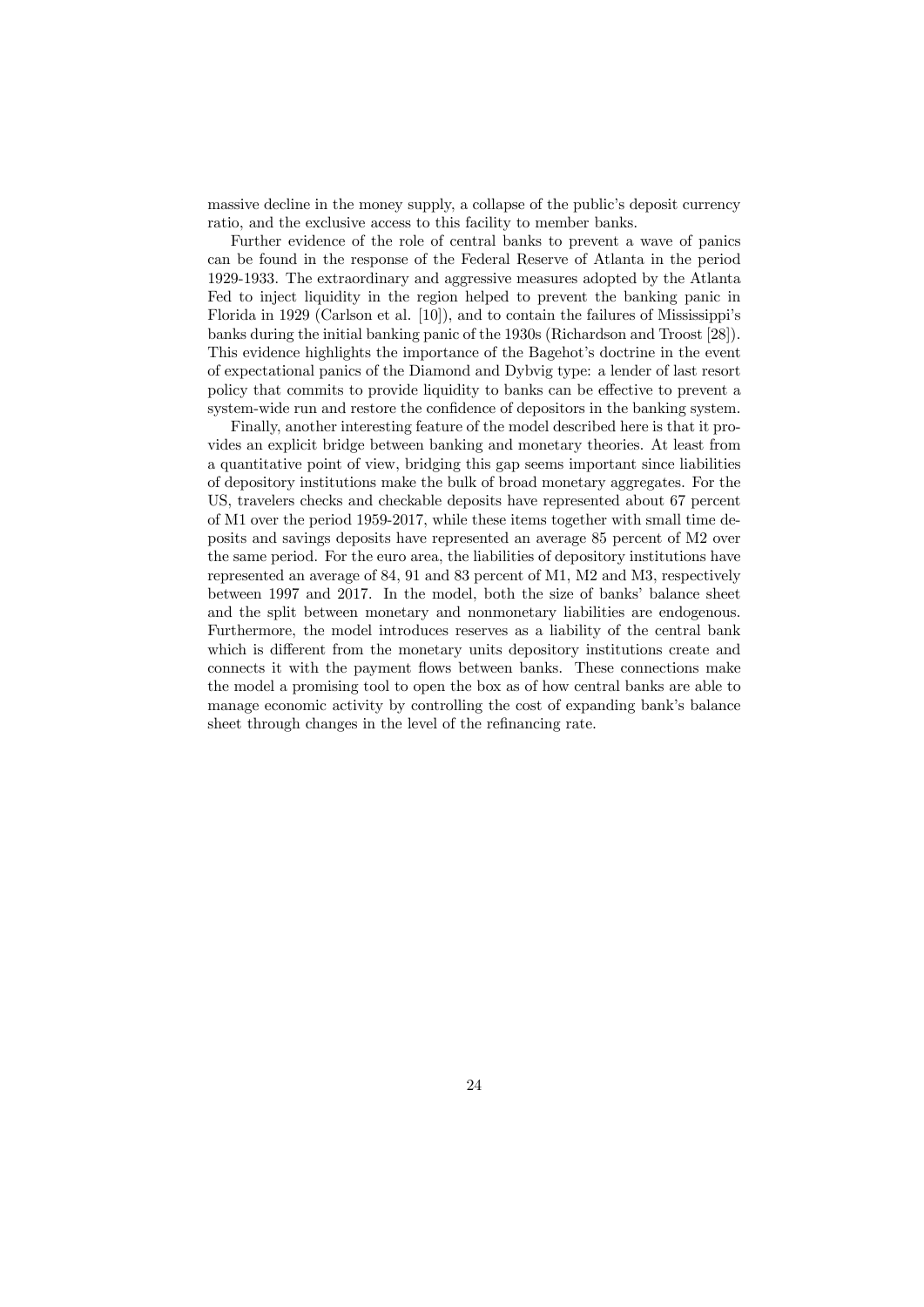massive decline in the money supply, a collapse of the public's deposit currency ratio, and the exclusive access to this facility to member banks.

Further evidence of the role of central banks to prevent a wave of panics can be found in the response of the Federal Reserve of Atlanta in the period 1929-1933. The extraordinary and aggressive measures adopted by the Atlanta Fed to inject liquidity in the region helped to prevent the banking panic in Florida in 1929 (Carlson et al. [10]), and to contain the failures of Mississippi's banks during the initial banking panic of the 1930s (Richardson and Troost [28]). This evidence highlights the importance of the Bagehot's doctrine in the event of expectational panics of the Diamond and Dybvig type: a lender of last resort policy that commits to provide liquidity to banks can be effective to prevent a system-wide run and restore the confidence of depositors in the banking system.

Finally, another interesting feature of the model described here is that it provides an explicit bridge between banking and monetary theories. At least from a quantitative point of view, bridging this gap seems important since liabilities of depository institutions make the bulk of broad monetary aggregates. For the US, travelers checks and checkable deposits have represented about 67 percent of M1 over the period 1959-2017, while these items together with small time deposits and savings deposits have represented an average 85 percent of M2 over the same period. For the euro area, the liabilities of depository institutions have represented an average of 84, 91 and 83 percent of M1, M2 and M3, respectively between 1997 and 2017. In the model, both the size of banks' balance sheet and the split between monetary and nonmonetary liabilities are endogenous. Furthermore, the model introduces reserves as a liability of the central bank which is different from the monetary units depository institutions create and connects it with the payment flows between banks. These connections make the model a promising tool to open the box as of how central banks are able to manage economic activity by controlling the cost of expanding bank's balance sheet through changes in the level of the refinancing rate.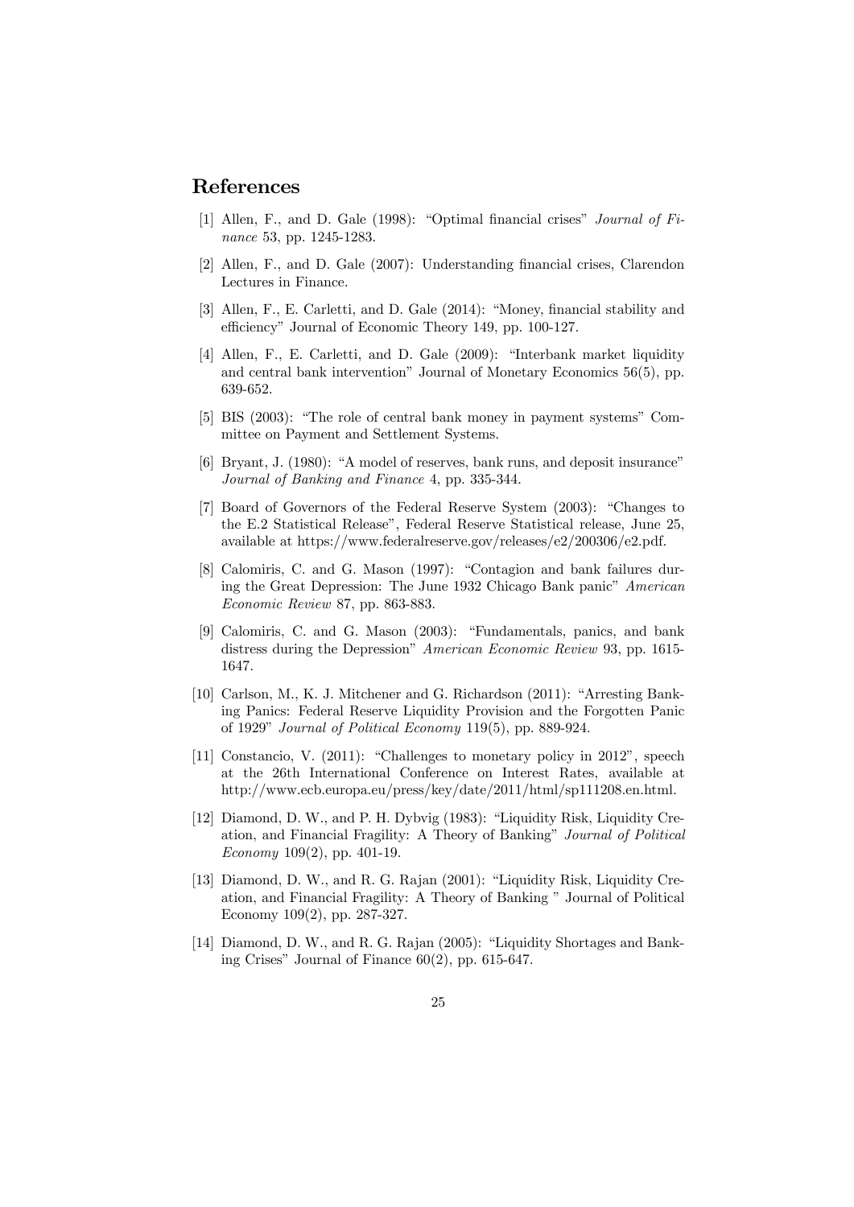## References

[1] Allen, F., and D. Gale (1998): "Optimal financial crises" *Journal of Finance* 53, pp. 1245-1283.

[2] Allen, F., and D. Gale (2007): Understanding financial crises, Clarendon Lectures in Finance.

[3] Allen, F., E. Carletti, and D. Gale (2014): "Money, financial stability and efficiency" Journal of Economic Theory 149, pp. 100-127.

[4] Allen, F., E. Carletti, and D. Gale (2009): "Interbank market liquidity and central bank intervention" Journal of Monetary Economics 56(5), pp. 639-652.

[5] BIS (2003): "The role of central bank money in payment systems" Committee on Payment and Settlement Systems.

[6] Bryant, J. (1980): "A model of reserves, bank runs, and deposit insurance" *Journal of Banking and Finance* 4, pp. 335-344.

[7] Board of Governors of the Federal Reserve System (2003): "Changes to the E.2 Statistical Release", Federal Reserve Statistical release, June 25, available at https://www.federalreserve.gov/releases/e2/200306/e2.pdf.

[8] Calomiris, C. and G. Mason (1997): "Contagion and bank failures during the Great Depression: The June 1932 Chicago Bank panic" *American Economic Review* 87, pp. 863-883.

[9] Calomiris, C. and G. Mason (2003): "Fundamentals, panics, and bank distress during the Depression" *American Economic Review* 93, pp. 1615-1647.

[10] Carlson, M., K. J. Mitchener and G. Richardson (2011): "Arresting Banking Panics: Federal Reserve Liquidity Provision and the Forgotten Panic of 1929" *Journal of Political Economy* 119(5), pp. 889-924.

[11] Constancio, V. (2011): "Challenges to monetary policy in 2012", speech at the 26th International Conference on Interest Rates, available at http://www.ecb.europa.eu/press/key/date/2011/html/sp111208.en.html.

[12] Diamond, D. W., and P. H. Dybvig (1983): "Liquidity Risk, Liquidity Creation, and Financial Fragility: A Theory of Banking" *Journal of Political Economy* 109(2), pp. 401-19.

[13] Diamond, D. W., and R. G. Rajan (2001): "Liquidity Risk, Liquidity Creation, and Financial Fragility: A Theory of Banking " Journal of Political Economy 109(2), pp. 287-327.

[14] Diamond, D. W., and R. G. Rajan (2005): "Liquidity Shortages and Banking Crises" Journal of Finance 60(2), pp. 615-647.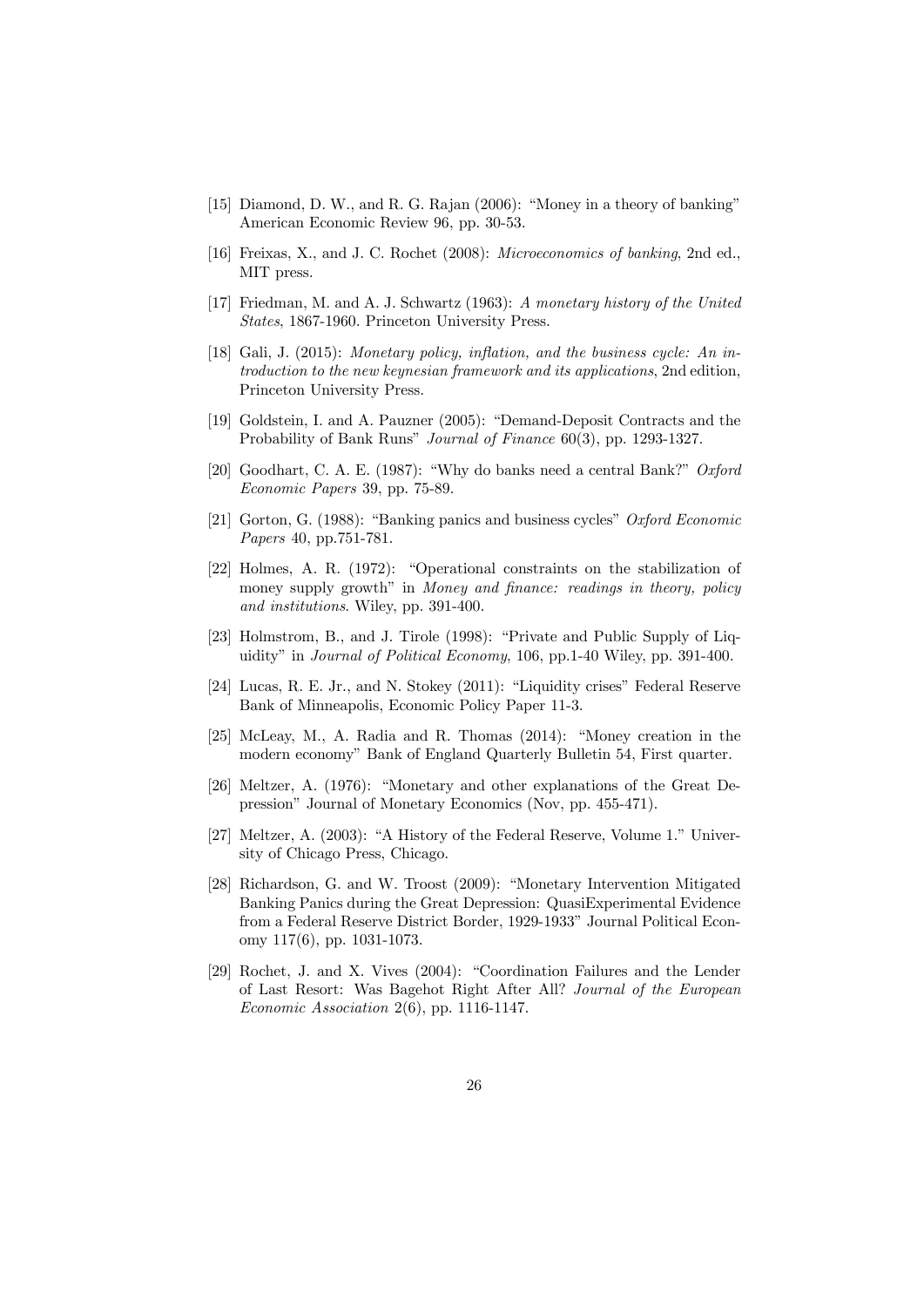[15] Diamond, D. W., and R. G. Rajan (2006): "Money in a theory of banking" American Economic Review 96, pp. 30-53.

[16] Freixas, X., and J. C. Rochet (2008): *Microeconomics of banking*, 2nd ed., MIT press.

[17] Friedman, M. and A. J. Schwartz (1963): *A monetary history of the United States*, 1867-1960. Princeton University Press.

[18] Gali, J. (2015): *Monetary policy, inflation, and the business cycle: An introduction to the new keynesian framework and its applications*, 2nd edition, Princeton University Press.

[19] Goldstein, I. and A. Pauzner (2005): "Demand-Deposit Contracts and the Probability of Bank Runs" *Journal of Finance* 60(3), pp. 1293-1327.

[20] Goodhart, C. A. E. (1987): "Why do banks need a central Bank?" *Oxford Economic Papers* 39, pp. 75-89.

[21] Gorton, G. (1988): "Banking panics and business cycles" *Oxford Economic Papers* 40, pp.751-781.

[22] Holmes, A. R. (1972): "Operational constraints on the stabilization of money supply growth" in *Money and finance: readings in theory, policy and institutions*. Wiley, pp. 391-400.

[23] Holmstrom, B., and J. Tirole (1998): "Private and Public Supply of Liquidity" in *Journal of Political Economy*, 106, pp.1-40 Wiley, pp. 391-400.

[24] Lucas, R. E. Jr., and N. Stokey (2011): "Liquidity crises" Federal Reserve Bank of Minneapolis, Economic Policy Paper 11-3.

[25] McLeay, M., A. Radia and R. Thomas (2014): "Money creation in the modern economy" Bank of England Quarterly Bulletin 54, First quarter.

[26] Meltzer, A. (1976): "Monetary and other explanations of the Great Depression" Journal of Monetary Economics (Nov, pp. 455-471).

[27] Meltzer, A. (2003): "A History of the Federal Reserve, Volume 1." University of Chicago Press, Chicago.

[28] Richardson, G. and W. Troost (2009): "Monetary Intervention Mitigated Banking Panics during the Great Depression: QuasiExperimental Evidence from a Federal Reserve District Border, 1929-1933" Journal Political Economy 117(6), pp. 1031-1073.

[29] Rochet, J. and X. Vives (2004): "Coordination Failures and the Lender of Last Resort: Was Bagehot Right After All? *Journal of the European Economic Association* 2(6), pp. 1116-1147.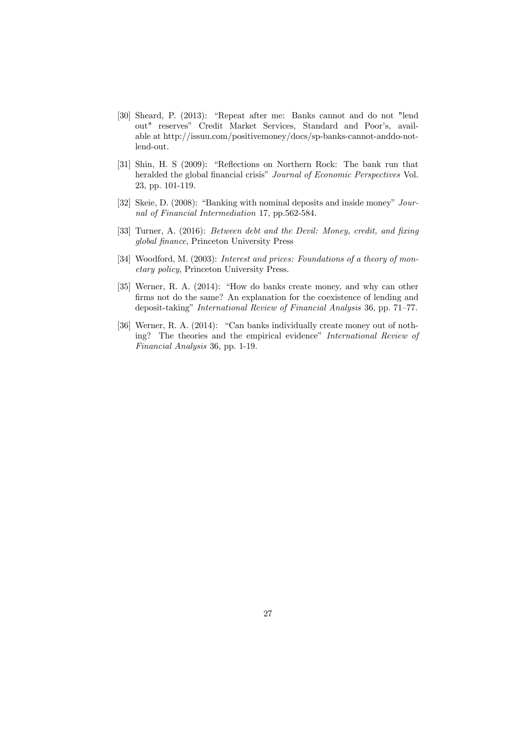[30] Sheard, P. (2013): "Repeat after me: Banks cannot and do not "lend out" reserves" Credit Market Services, Standard and Poor's, available at http://issuu.com/positivemoney/docs/sp-banks-cannot-anddo-not-lend-out.

[31] Shin, H. S (2009): "Reflections on Northern Rock: The bank run that heralded the global financial crisis" *Journal of Economic Perspectives* Vol. 23, pp. 101-119.

[32] Skeie, D. (2008): "Banking with nominal deposits and inside money" *Journal of Financial Intermediation* 17, pp.562-584.

[33] Turner, A. (2016): *Between debt and the Devil: Money, credit, and fixing global finance*, Princeton University Press

[34] Woodford, M. (2003): *Interest and prices: Foundations of a theory of monetary policy*, Princeton University Press.

[35] Werner, R. A. (2014): "How do banks create money, and why can other firms not do the same? An explanation for the coexistence of lending and deposit-taking" *International Review of Financial Analysis* 36, pp. 71–77.

[36] Werner, R. A. (2014): "Can banks individually create money out of nothing? The theories and the empirical evidence" *International Review of Financial Analysis* 36, pp. 1-19.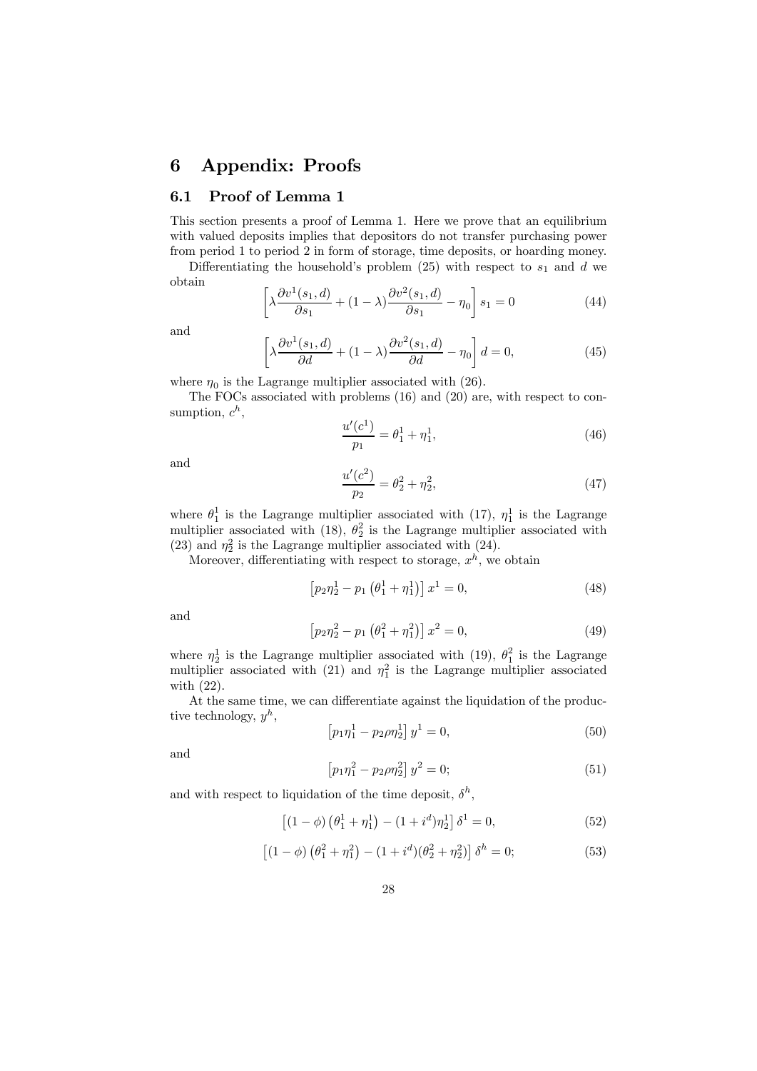# 6 Appendix: Proofs

## 6.1 Proof of Lemma 1

This section presents a proof of Lemma 1. Here we prove that an equilibrium with valued deposits implies that depositors do not transfer purchasing power from period 1 to period 2 in form of storage, time deposits, or hoarding money.

Differentiating the household's problem (25) with respect to $s_1$ and $d$ we obtain

$$\left[\lambda \frac{\partial v^1(s_1, d)}{\partial s_1} + (1-\lambda)\frac{\partial v^2(s_1, d)}{\partial s_1} - \eta_0\right] s_1 = 0 \tag{44}$$

and

$$\left[\lambda \frac{\partial v^1(s_1, d)}{\partial d} + (1-\lambda)\frac{\partial v^2(s_1, d)}{\partial d} - \eta_0\right] d = 0, \tag{45}$$

where $\eta_0$ is the Lagrange multiplier associated with (26).

The FOCs associated with problems (16) and (20) are, with respect to consumption, $c^h$,

$$\frac{u'(c^1)}{p_1} = \theta_1^1 + \eta_1^1, \tag{46}$$

and

$$\frac{u'(c^2)}{p_2} = \theta_2^2 + \eta_2^2, \tag{47}$$

where $\theta_1^1$ is the Lagrange multiplier associated with (17), $\eta_1^1$ is the Lagrange multiplier associated with (18), $\theta_2^2$ is the Lagrange multiplier associated with (23) and $\eta_2^2$ is the Lagrange multiplier associated with (24).

Moreover, differentiating with respect to storage, $x^h$, we obtain

$$\left[p_2\eta_2^1 - p_1\left(\theta_1^1 + \eta_1^1\right)\right] x^1 = 0, \tag{48}$$

and

$$\left[p_2\eta_2^2 - p_1\left(\theta_1^2 + \eta_1^2\right)\right] x^2 = 0, \tag{49}$$

where $\eta_2^1$ is the Lagrange multiplier associated with (19), $\theta_1^2$ is the Lagrange multiplier associated with (21) and $\eta_1^2$ is the Lagrange multiplier associated with (22).

At the same time, we can differentiate against the liquidation of the productive technology, $y^h$,

$$\left[p_1\eta_1^1 - p_2\rho\eta_2^1\right] y^1 = 0, \tag{50}$$

and

$$\left[p_1\eta_1^2 - p_2\rho\eta_2^2\right] y^2 = 0; \tag{51}$$

and with respect to liquidation of the time deposit, $\delta^h$,

$$\left[(1-\phi)\left(\theta_1^1 + \eta_1^1\right) - (1+i^d)\eta_2^1\right] \delta^1 = 0, \tag{52}$$

$$\left[(1-\phi)\left(\theta_1^2 + \eta_1^2\right) - (1+i^d)(\theta_2^2 + \eta_2^2)\right] \delta^h = 0; \tag{53}$$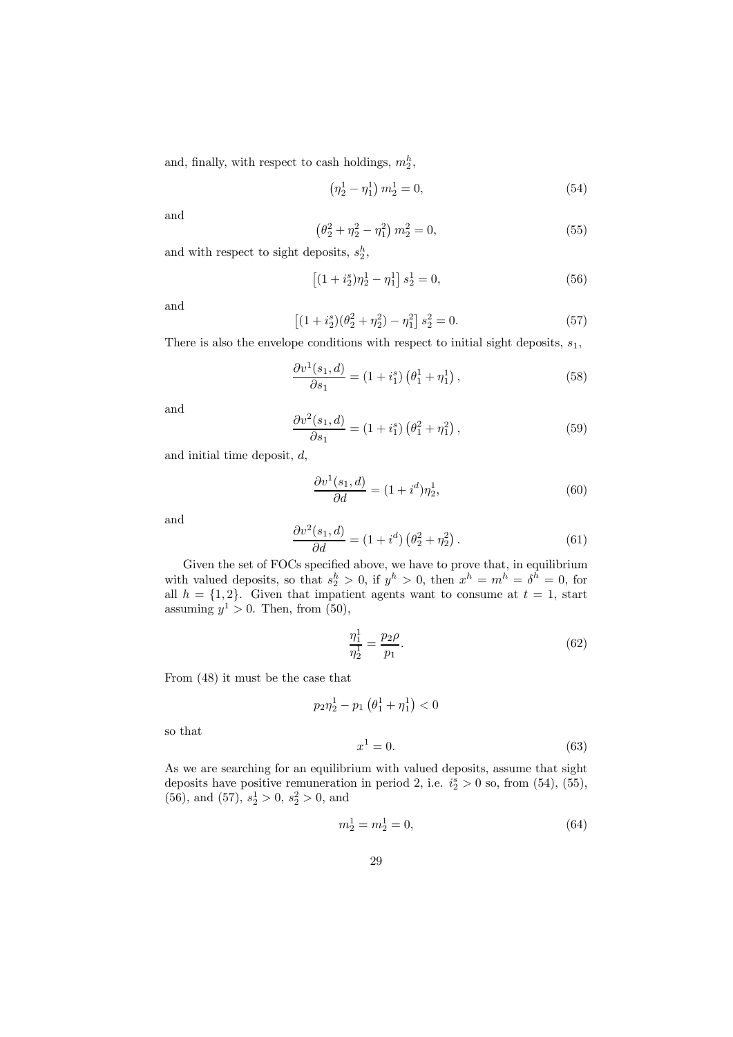and, finally, with respect to cash holdings, $m_2^h$,

$$\left(\eta_2^1 - \eta_1^1\right) m_2^1 = 0, \tag{54}$$

and

$$\left(\theta_2^2 + \eta_2^2 - \eta_1^2\right) m_2^2 = 0, \tag{55}$$

and with respect to sight deposits, $s_2^h$,

$$\left[(1 + i_2^s)\eta_2^1 - \eta_1^1\right] s_2^1 = 0, \tag{56}$$

and

$$\left[(1 + i_2^s)(\theta_2^2 + \eta_2^2) - \eta_1^2\right] s_2^2 = 0. \tag{57}$$

There is also the envelope conditions with respect to initial sight deposits, $s_1$,

$$\frac{\partial v^1(s_1, d)}{\partial s_1} = (1 + i_1^s)\left(\theta_1^1 + \eta_1^1\right), \tag{58}$$

and

$$\frac{\partial v^2(s_1, d)}{\partial s_1} = (1 + i_1^s)\left(\theta_1^2 + \eta_1^2\right), \tag{59}$$

and initial time deposit, $d$,

$$\frac{\partial v^1(s_1, d)}{\partial d} = (1 + i^d)\eta_2^1, \tag{60}$$

and

$$\frac{\partial v^2(s_1, d)}{\partial d} = (1 + i^d)\left(\theta_2^2 + \eta_2^2\right). \tag{61}$$

Given the set of FOCs specified above, we have to prove that, in equilibrium with valued deposits, so that $s_2^h > 0$, if $y^h > 0$, then $x^h = m^h = \delta^h = 0$, for all $h = \{1, 2\}$. Given that impatient agents want to consume at $t = 1$, start assuming $y^1 > 0$. Then, from (50),

$$\frac{\eta_1^1}{\eta_2^1} = \frac{p_2 \rho}{p_1}. \tag{62}$$

From (48) it must be the case that

$$p_2 \eta_2^1 - p_1\left(\theta_1^1 + \eta_1^1\right) < 0$$

so that

$$x^1 = 0. \tag{63}$$

As we are searching for an equilibrium with valued deposits, assume that sight deposits have positive remuneration in period 2, i.e. $i_2^s > 0$ so, from (54), (55), (56), and (57), $s_2^1 > 0$, $s_2^2 > 0$, and

$$m_2^1 = m_2^1 = 0, \tag{64}$$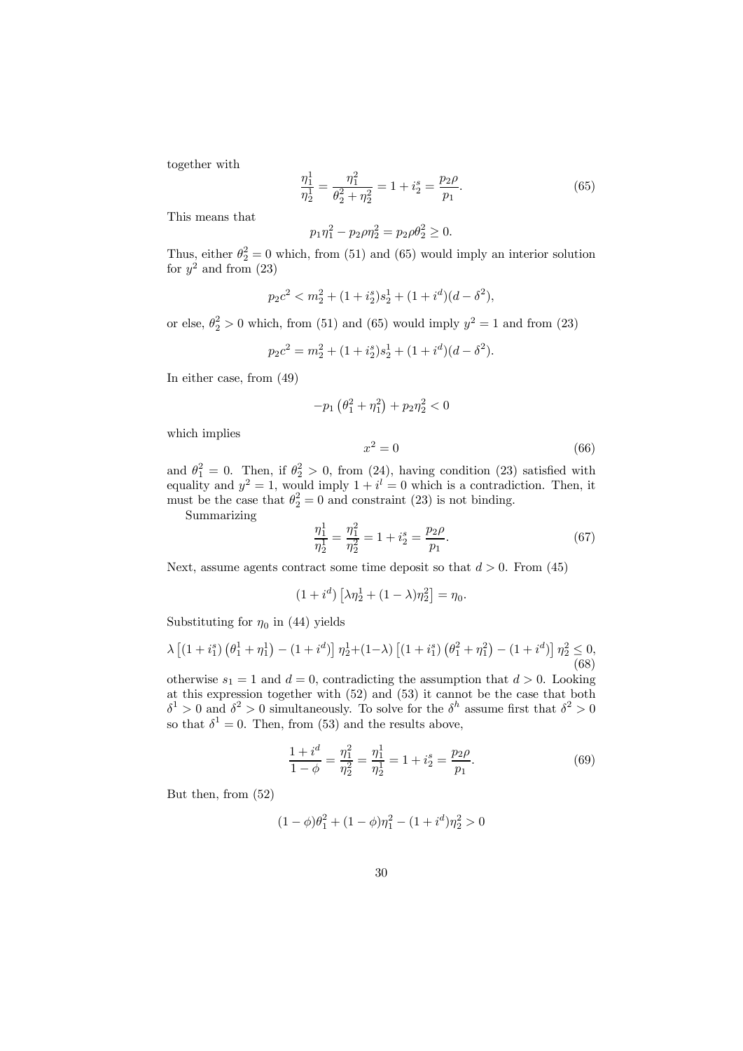together with

$$\frac{\eta_1^1}{\eta_2^1} = \frac{\eta_1^2}{\theta_2^2 + \eta_2^2} = 1 + i_2^s = \frac{p_2 \rho}{p_1}. \tag{65}$$

This means that

$$p_1 \eta_1^2 - p_2 \rho \eta_2^2 = p_2 \rho \theta_2^2 \geq 0.$$

Thus, either $\theta_2^2 = 0$ which, from (51) and (65) would imply an interior solution for $y^2$ and from (23)

$$p_2 c^2 < m_2^2 + (1 + i_2^s) s_2^1 + (1 + i^d)(d - \delta^2),$$

or else, $\theta_2^2 > 0$ which, from (51) and (65) would imply $y^2 = 1$ and from (23)

$$p_2 c^2 = m_2^2 + (1 + i_2^s) s_2^1 + (1 + i^d)(d - \delta^2).$$

In either case, from (49)

$$-p_1 \left( \theta_1^2 + \eta_1^2 \right) + p_2 \eta_2^2 < 0$$

which implies

$$x^2 = 0 \tag{66}$$

and $\theta_1^2 = 0$. Then, if $\theta_2^2 > 0$, from (24), having condition (23) satisfied with equality and $y^2 = 1$, would imply $1 + i^l = 0$ which is a contradiction. Then, it must be the case that $\theta_2^2 = 0$ and constraint (23) is not binding.

Summarizing

$$\frac{\eta_1^1}{\eta_2^1} = \frac{\eta_1^2}{\eta_2^2} = 1 + i_2^s = \frac{p_2 \rho}{p_1}. \tag{67}$$

Next, assume agents contract some time deposit so that $d > 0$. From (45)

$$(1 + i^d) \left[ \lambda \eta_2^1 + (1 - \lambda) \eta_2^2 \right] = \eta_0.$$

Substituting for $\eta_0$ in (44) yields

$$\lambda \left[ (1 + i_1^s) \left( \theta_1^1 + \eta_1^1 \right) - (1 + i^d) \right] \eta_2^1 + (1 - \lambda) \left[ (1 + i_1^s) \left( \theta_1^2 + \eta_1^2 \right) - (1 + i^d) \right] \eta_2^2 \leq 0, \tag{68}$$

otherwise $s_1 = 1$ and $d = 0$, contradicting the assumption that $d > 0$. Looking at this expression together with (52) and (53) it cannot be the case that both $\delta^1 > 0$ and $\delta^2 > 0$ simultaneously. To solve for the $\delta^h$ assume first that $\delta^2 > 0$ so that $\delta^1 = 0$. Then, from (53) and the results above,

$$\frac{1 + i^d}{1 - \phi} = \frac{\eta_1^2}{\eta_2^2} = \frac{\eta_1^1}{\eta_2^1} = 1 + i_2^s = \frac{p_2 \rho}{p_1}. \tag{69}$$

But then, from (52)

$$(1 - \phi)\theta_1^2 + (1 - \phi)\eta_1^2 - (1 + i^d)\eta_2^2 > 0$$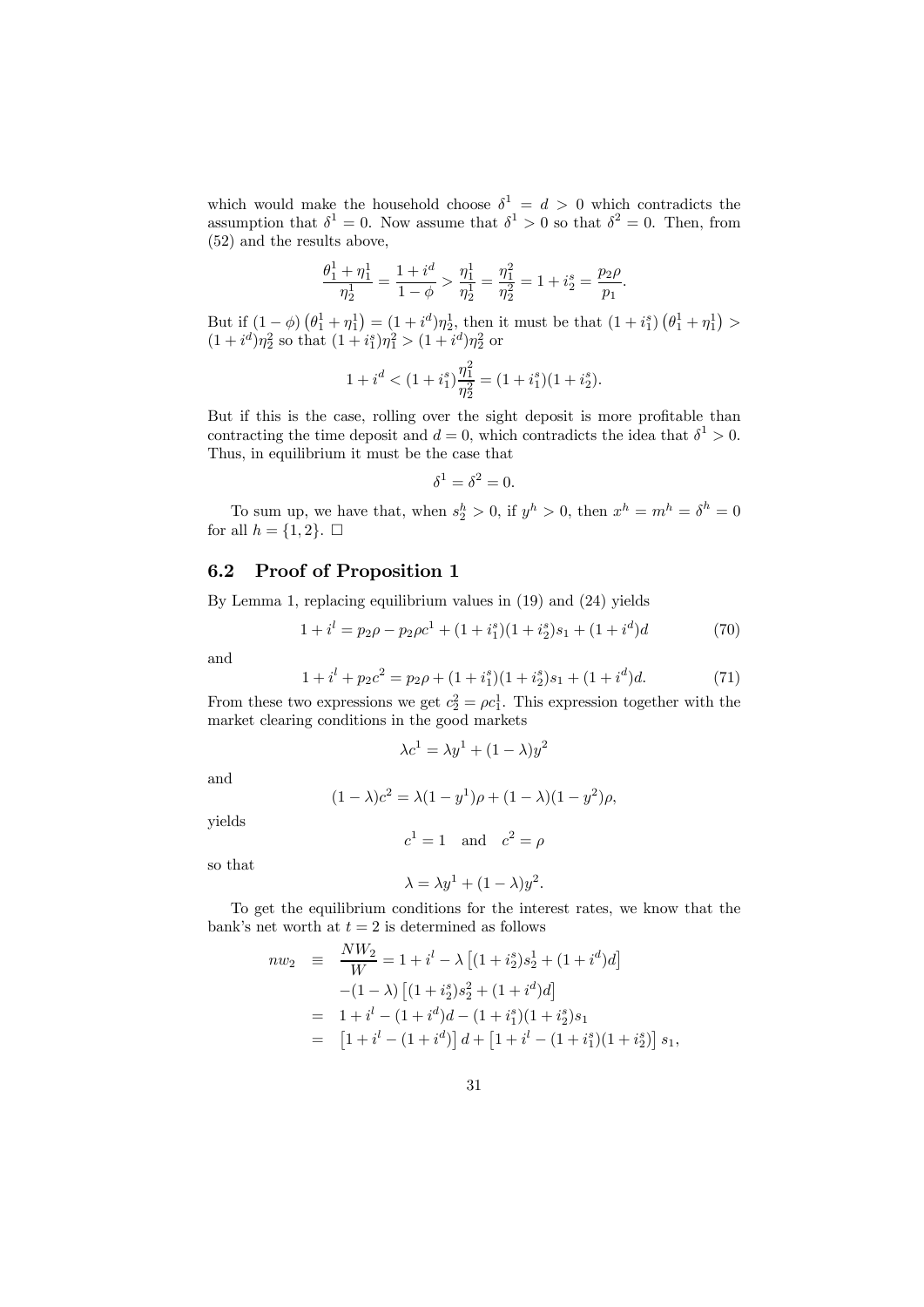which would make the household choose $\delta^1 = d > 0$ which contradicts the assumption that $\delta^1 = 0$. Now assume that $\delta^1 > 0$ so that $\delta^2 = 0$. Then, from (52) and the results above,

$$\frac{\theta_1^1 + \eta_1^1}{\eta_2^1} = \frac{1+i^d}{1-\phi} > \frac{\eta_1^1}{\eta_2^1} = \frac{\eta_1^2}{\eta_2^2} = 1 + i_2^s = \frac{p_2 \rho}{p_1}.$$

But if $(1-\phi)\left(\theta_1^1 + \eta_1^1\right) = (1+i^d)\eta_2^1$, then it must be that $(1+i_1^s)\left(\theta_1^1 + \eta_1^1\right) > (1+i^d)\eta_2^2$ so that $(1+i_1^s)\eta_1^2 > (1+i^d)\eta_2^2$ or

$$1 + i^d < (1+i_1^s)\frac{\eta_1^2}{\eta_2^2} = (1+i_1^s)(1+i_2^s).$$

But if this is the case, rolling over the sight deposit is more profitable than contracting the time deposit and $d = 0$, which contradicts the idea that $\delta^1 > 0$. Thus, in equilibrium it must be the case that

$$\delta^1 = \delta^2 = 0.$$

To sum up, we have that, when $s_2^h > 0$, if $y^h > 0$, then $x^h = m^h = \delta^h = 0$ for all $h = \{1, 2\}$. $\square$

## 6.2 Proof of Proposition 1

By Lemma 1, replacing equilibrium values in (19) and (24) yields

$$1 + i^l = p_2\rho - p_2\rho c^1 + (1+i_1^s)(1+i_2^s)s_1 + (1+i^d)d \tag{70}$$

and

$$1 + i^l + p_2 c^2 = p_2\rho + (1+i_1^s)(1+i_2^s)s_1 + (1+i^d)d. \tag{71}$$

From these two expressions we get $c_2^2 = \rho c_1^1$. This expression together with the market clearing conditions in the good markets

$$\lambda c^1 = \lambda y^1 + (1-\lambda)y^2$$

and

$$(1-\lambda)c^2 = \lambda(1-y^1)\rho + (1-\lambda)(1-y^2)\rho,$$

yields

$$c^1 = 1 \quad \text{and} \quad c^2 = \rho$$

so that

$$\lambda = \lambda y^1 + (1-\lambda)y^2.$$

To get the equilibrium conditions for the interest rates, we know that the bank's net worth at $t = 2$ is determined as follows

$$\begin{aligned}
nw_2 &\equiv \frac{NW_2}{W} = 1 + i^l - \lambda\left[(1+i_2^s)s_2^1 + (1+i^d)d\right] \\
&\quad -(1-\lambda)\left[(1+i_2^s)s_2^2 + (1+i^d)d\right] \\
&= 1 + i^l - (1+i^d)d - (1+i_1^s)(1+i_2^s)s_1 \\
&= \left[1 + i^l - (1+i^d)\right]d + \left[1 + i^l - (1+i_1^s)(1+i_2^s)\right]s_1,
\end{aligned}$$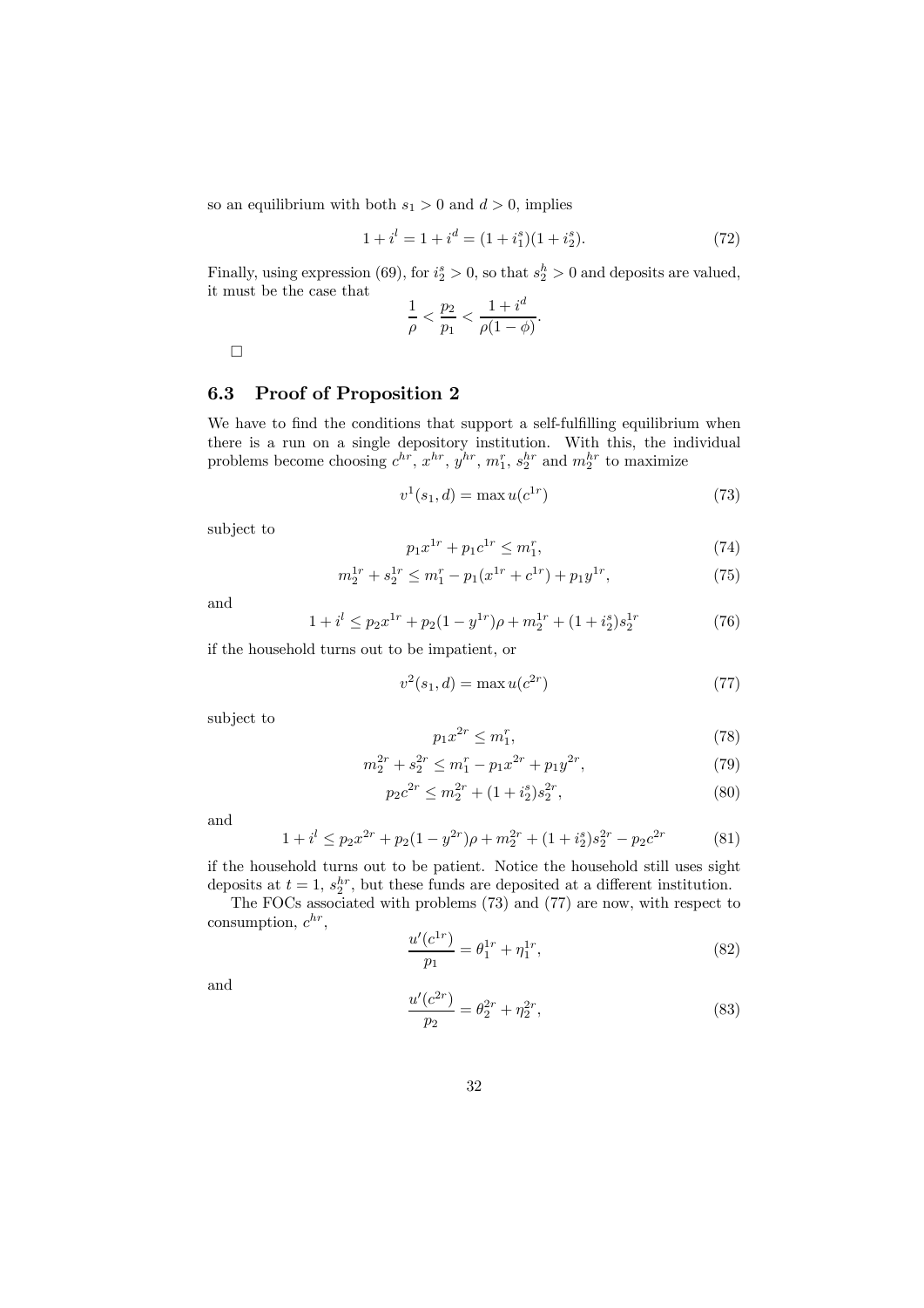so an equilibrium with both $s_1 > 0$ and $d > 0$, implies

$$1 + i^l = 1 + i^d = (1 + i_1^s)(1 + i_2^s). \tag{72}$$

Finally, using expression (69), for $i_2^s > 0$, so that $s_2^h > 0$ and deposits are valued, it must be the case that

$$\frac{1}{\rho} < \frac{p_2}{p_1} < \frac{1 + i^d}{\rho(1 - \phi)}.$$

□

### 6.3 Proof of Proposition 2

We have to find the conditions that support a self-fulfilling equilibrium when there is a run on a single depository institution. With this, the individual problems become choosing $c^{hr}$, $x^{hr}$, $y^{hr}$, $m_1^r$, $s_2^{hr}$ and $m_2^{hr}$ to maximize

$$v^1(s_1, d) = \max u(c^{1r}) \tag{73}$$

subject to

$$p_1 x^{1r} + p_1 c^{1r} \leq m_1^r, \tag{74}$$

$$m_2^{1r} + s_2^{1r} \leq m_1^r - p_1(x^{1r} + c^{1r}) + p_1 y^{1r}, \tag{75}$$

and

$$1 + i^l \leq p_2 x^{1r} + p_2(1 - y^{1r})\rho + m_2^{1r} + (1 + i_2^s)s_2^{1r} \tag{76}$$

if the household turns out to be impatient, or

$$v^2(s_1, d) = \max u(c^{2r}) \tag{77}$$

subject to

$$p_1 x^{2r} \leq m_1^r, \tag{78}$$

$$m_2^{2r} + s_2^{2r} \leq m_1^r - p_1 x^{2r} + p_1 y^{2r}, \tag{79}$$

$$p_2 c^{2r} \leq m_2^{2r} + (1 + i_2^s)s_2^{2r}, \tag{80}$$

and

$$1 + i^l \leq p_2 x^{2r} + p_2(1 - y^{2r})\rho + m_2^{2r} + (1 + i_2^s)s_2^{2r} - p_2 c^{2r} \tag{81}$$

if the household turns out to be patient. Notice the household still uses sight deposits at $t = 1$, $s_2^{hr}$, but these funds are deposited at a different institution.

The FOCs associated with problems (73) and (77) are now, with respect to consumption, $c^{hr}$,

$$\frac{u'(c^{1r})}{p_1} = \theta_1^{1r} + \eta_1^{1r}, \tag{82}$$

and

$$\frac{u'(c^{2r})}{p_2} = \theta_2^{2r} + \eta_2^{2r}, \tag{83}$$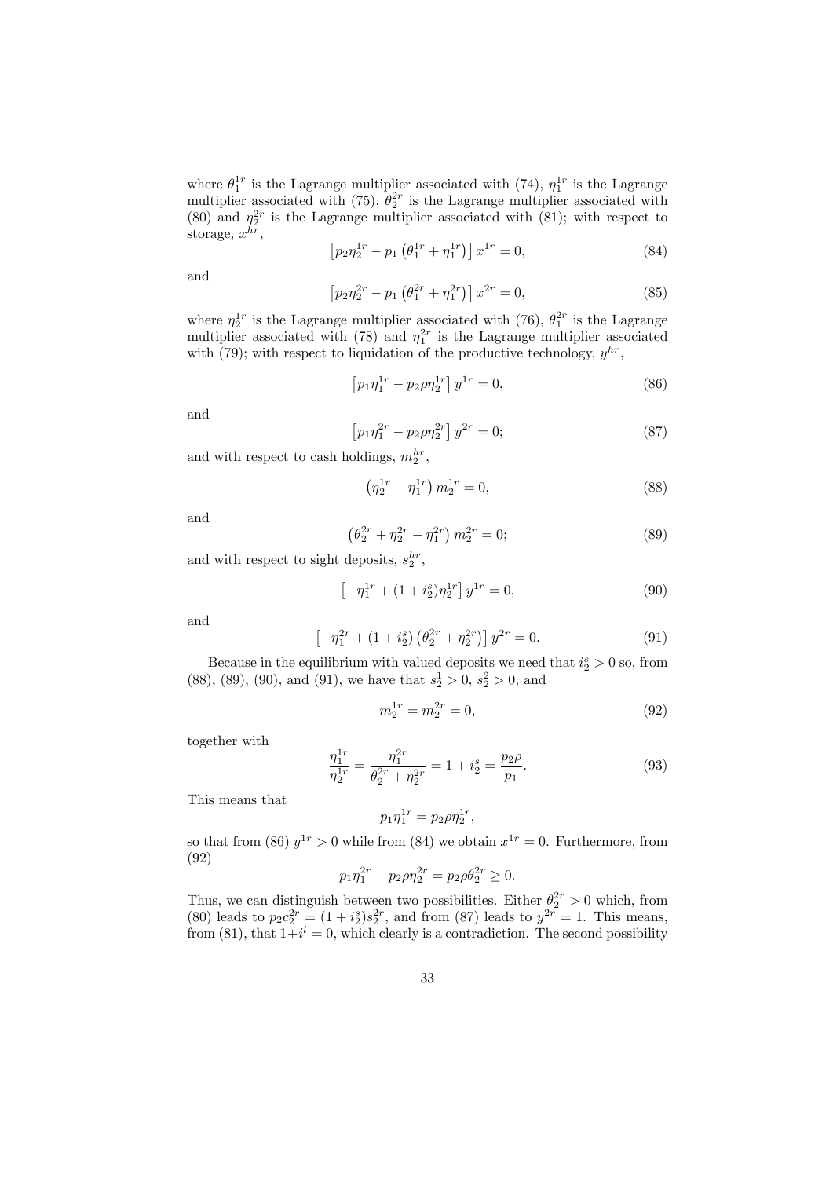where $\theta_1^{1r}$ is the Lagrange multiplier associated with (74), $\eta_1^{1r}$ is the Lagrange multiplier associated with (75), $\theta_2^{2r}$ is the Lagrange multiplier associated with (80) and $\eta_2^{2r}$ is the Lagrange multiplier associated with (81); with respect to storage, $x^{hr}$,

$$\left[p_2 \eta_2^{1r} - p_1 \left(\theta_1^{1r} + \eta_1^{1r}\right)\right] x^{1r} = 0, \tag{84}$$

and

$$\left[p_2 \eta_2^{2r} - p_1 \left(\theta_1^{2r} + \eta_1^{2r}\right)\right] x^{2r} = 0, \tag{85}$$

where $\eta_2^{1r}$ is the Lagrange multiplier associated with (76), $\theta_1^{2r}$ is the Lagrange multiplier associated with (78) and $\eta_1^{2r}$ is the Lagrange multiplier associated with (79); with respect to liquidation of the productive technology, $y^{hr}$,

$$\left[p_1 \eta_1^{1r} - p_2 \rho \eta_2^{1r}\right] y^{1r} = 0, \tag{86}$$

and

$$\left[p_1 \eta_1^{2r} - p_2 \rho \eta_2^{2r}\right] y^{2r} = 0; \tag{87}$$

and with respect to cash holdings, $m_2^{hr}$,

$$\left(\eta_2^{1r} - \eta_1^{1r}\right) m_2^{1r} = 0, \tag{88}$$

and

$$\left(\theta_2^{2r} + \eta_2^{2r} - \eta_1^{2r}\right) m_2^{2r} = 0; \tag{89}$$

and with respect to sight deposits, $s_2^{hr}$,

$$\left[-\eta_1^{1r} + (1 + i_2^s) \eta_2^{1r}\right] y^{1r} = 0, \tag{90}$$

and

$$\left[-\eta_1^{2r} + (1 + i_2^s) \left(\theta_2^{2r} + \eta_2^{2r}\right)\right] y^{2r} = 0. \tag{91}$$

Because in the equilibrium with valued deposits we need that $i_2^s > 0$ so, from (88), (89), (90), and (91), we have that $s_2^1 > 0$, $s_2^2 > 0$, and

$$m_2^{1r} = m_2^{2r} = 0, \tag{92}$$

together with

$$\frac{\eta_1^{1r}}{\eta_2^{1r}} = \frac{\eta_1^{2r}}{\theta_2^{2r} + \eta_2^{2r}} = 1 + i_2^s = \frac{p_2 \rho}{p_1}. \tag{93}$$

This means that

$$p_1 \eta_1^{1r} = p_2 \rho \eta_2^{1r},$$

so that from (86) $y^{1r} > 0$ while from (84) we obtain $x^{1r} = 0$. Furthermore, from (92)

$$p_1 \eta_1^{2r} - p_2 \rho \eta_2^{2r} = p_2 \rho \theta_2^{2r} \geq 0.$$

Thus, we can distinguish between two possibilities. Either $\theta_2^{2r} > 0$ which, from (80) leads to $p_2 c_2^{2r} = (1 + i_2^s) s_2^{2r}$, and from (87) leads to $y^{2r} = 1$. This means, from (81), that $1 + i^l = 0$, which clearly is a contradiction. The second possibility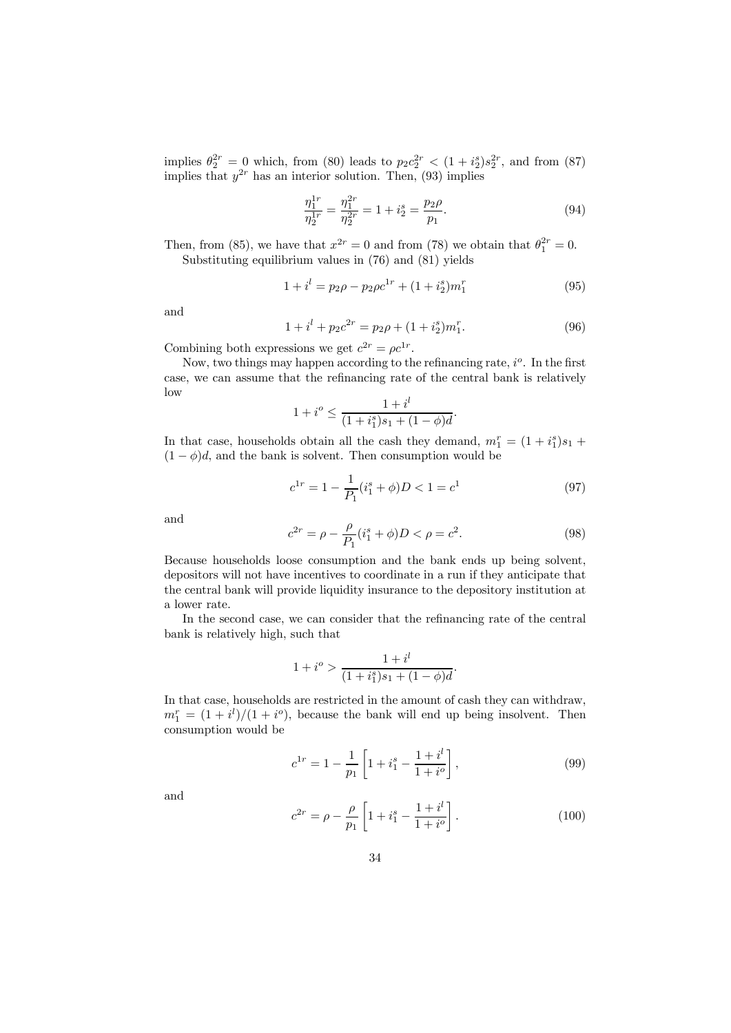implies $\theta_2^{2r} = 0$ which, from (80) leads to $p_2 c_2^{2r} < (1+i_2^s)s_2^{2r}$, and from (87) implies that $y^{2r}$ has an interior solution. Then, (93) implies

$$\frac{\eta_1^{1r}}{\eta_2^{1r}} = \frac{\eta_1^{2r}}{\eta_2^{2r}} = 1 + i_2^s = \frac{p_2 \rho}{p_1}. \tag{94}$$

Then, from (85), we have that $x^{2r} = 0$ and from (78) we obtain that $\theta_1^{2r} = 0$.

Substituting equilibrium values in (76) and (81) yields

$$1 + i^l = p_2 \rho - p_2 \rho c^{1r} + (1 + i_2^s) m_1^r \tag{95}$$

and

$$1 + i^l + p_2 c^{2r} = p_2 \rho + (1 + i_2^s) m_1^r. \tag{96}$$

Combining both expressions we get $c^{2r} = \rho c^{1r}$.

Now, two things may happen according to the refinancing rate, $i^o$. In the first case, we can assume that the refinancing rate of the central bank is relatively low

$$1 + i^o \leq \frac{1 + i^l}{(1 + i_1^s)s_1 + (1 - \phi)d}.$$

In that case, households obtain all the cash they demand, $m_1^r = (1 + i_1^s)s_1 + (1 - \phi)d$, and the bank is solvent. Then consumption would be

$$c^{1r} = 1 - \frac{1}{P_1}(i_1^s + \phi)D < 1 = c^1 \tag{97}$$

and

$$c^{2r} = \rho - \frac{\rho}{P_1}(i_1^s + \phi)D < \rho = c^2. \tag{98}$$

Because households loose consumption and the bank ends up being solvent, depositors will not have incentives to coordinate in a run if they anticipate that the central bank will provide liquidity insurance to the depository institution at a lower rate.

In the second case, we can consider that the refinancing rate of the central bank is relatively high, such that

$$1 + i^o > \frac{1 + i^l}{(1 + i_1^s)s_1 + (1 - \phi)d}.$$

In that case, households are restricted in the amount of cash they can withdraw, $m_1^r = (1 + i^l)/(1 + i^o)$, because the bank will end up being insolvent. Then consumption would be

$$c^{1r} = 1 - \frac{1}{p_1}\left[1 + i_1^s - \frac{1 + i^l}{1 + i^o}\right], \tag{99}$$

and

$$c^{2r} = \rho - \frac{\rho}{p_1}\left[1 + i_1^s - \frac{1 + i^l}{1 + i^o}\right]. \tag{100}$$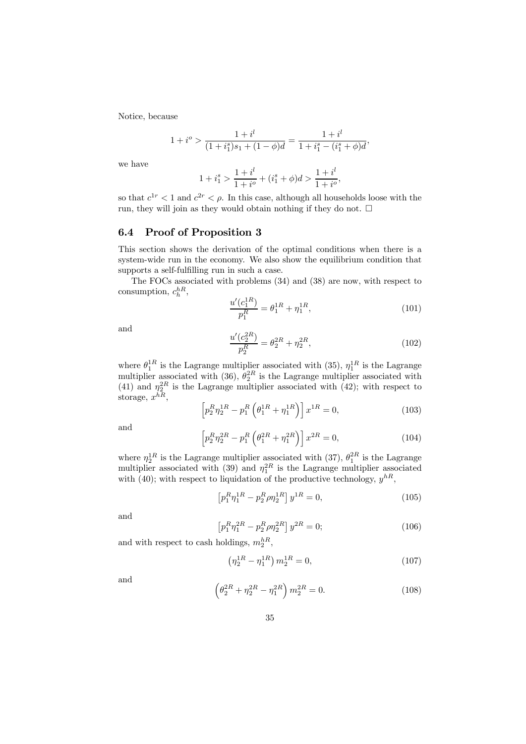Notice, because

$$1 + i^o > \frac{1 + i^l}{(1 + i_1^s)s_1 + (1 - \phi)d} = \frac{1 + i^l}{1 + i_1^s - (i_1^s + \phi)d},$$

we have

$$1 + i_1^s > \frac{1 + i^l}{1 + i^o} + (i_1^s + \phi)d > \frac{1 + i^l}{1 + i^o},$$

so that $c^{1r} < 1$ and $c^{2r} < \rho$. In this case, although all households loose with the run, they will join as they would obtain nothing if they do not. $\square$

## 6.4 Proof of Proposition 3

This section shows the derivation of the optimal conditions when there is a system-wide run in the economy. We also show the equilibrium condition that supports a self-fulfilling run in such a case.

The FOCs associated with problems (34) and (38) are now, with respect to consumption, $c_h^{hR}$,

$$\frac{u'(c_1^{1R})}{p_1^R} = \theta_1^{1R} + \eta_1^{1R}, \tag{101}$$

and

$$\frac{u'(c_2^{2R})}{p_2^R} = \theta_2^{2R} + \eta_2^{2R}, \tag{102}$$

where $\theta_1^{1R}$ is the Lagrange multiplier associated with (35), $\eta_1^{1R}$ is the Lagrange multiplier associated with (36), $\theta_2^{2R}$ is the Lagrange multiplier associated with (41) and $\eta_2^{2R}$ is the Lagrange multiplier associated with (42); with respect to storage, $x^{hR}$,

$$\left[p_2^R \eta_2^{1R} - p_1^R \left(\theta_1^{1R} + \eta_1^{1R}\right)\right] x^{1R} = 0, \tag{103}$$

and

$$\left[p_2^R \eta_2^{2R} - p_1^R \left(\theta_1^{2R} + \eta_1^{2R}\right)\right] x^{2R} = 0, \tag{104}$$

where $\eta_2^{1R}$ is the Lagrange multiplier associated with (37), $\theta_1^{2R}$ is the Lagrange multiplier associated with (39) and $\eta_1^{2R}$ is the Lagrange multiplier associated with (40); with respect to liquidation of the productive technology, $y^{hR}$,

$$\left[p_1^R \eta_1^{1R} - p_2^R \rho \eta_2^{1R}\right] y^{1R} = 0, \tag{105}$$

and

$$\left[p_1^R \eta_1^{2R} - p_2^R \rho \eta_2^{2R}\right] y^{2R} = 0; \tag{106}$$

and with respect to cash holdings, $m_2^{hR}$,

$$\left(\eta_2^{1R} - \eta_1^{1R}\right) m_2^{1R} = 0, \tag{107}$$

and

$$\left(\theta_2^{2R} + \eta_2^{2R} - \eta_1^{2R}\right) m_2^{2R} = 0. \tag{108}$$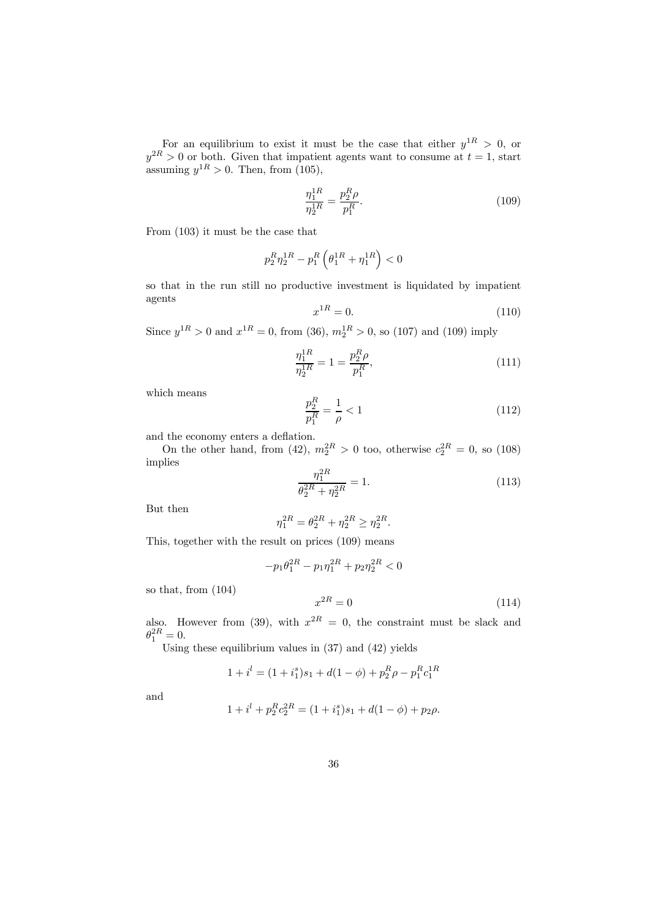For an equilibrium to exist it must be the case that either $y^{1R} > 0$, or $y^{2R} > 0$ or both. Given that impatient agents want to consume at $t = 1$, start assuming $y^{1R} > 0$. Then, from (105),

$$\frac{\eta_1^{1R}}{\eta_2^{1R}} = \frac{p_2^R \rho}{p_1^R}. \tag{109}$$

From (103) it must be the case that

$$p_2^R \eta_2^{1R} - p_1^R \left(\theta_1^{1R} + \eta_1^{1R}\right) < 0$$

so that in the run still no productive investment is liquidated by impatient agents

$$x^{1R} = 0. \tag{110}$$

Since $y^{1R} > 0$ and $x^{1R} = 0$, from (36), $m_2^{1R} > 0$, so (107) and (109) imply

$$\frac{\eta_1^{1R}}{\eta_2^{1R}} = 1 = \frac{p_2^R \rho}{p_1^R}, \tag{111}$$

which means

$$\frac{p_2^R}{p_1^R} = \frac{1}{\rho} < 1 \tag{112}$$

and the economy enters a deflation.

On the other hand, from (42), $m_2^{2R} > 0$ too, otherwise $c_2^{2R} = 0$, so (108) implies

$$\frac{\eta_1^{2R}}{\theta_2^{2R} + \eta_2^{2R}} = 1. \tag{113}$$

But then

$$\eta_1^{2R} = \theta_2^{2R} + \eta_2^{2R} \geq \eta_2^{2R}.$$

This, together with the result on prices (109) means

$$-p_1 \theta_1^{2R} - p_1 \eta_1^{2R} + p_2 \eta_2^{2R} < 0$$

so that, from (104)

$$x^{2R} = 0 \tag{114}$$

also. However from (39), with $x^{2R} = 0$, the constraint must be slack and $\theta_1^{2R} = 0$.

Using these equilibrium values in (37) and (42) yields

$$1 + i^l = (1 + i_1^s) s_1 + d(1 - \phi) + p_2^R \rho - p_1^R c_1^{1R}$$

and

$$1 + i^l + p_2^R c_2^{2R} = (1 + i_1^s) s_1 + d(1 - \phi) + p_2 \rho.$$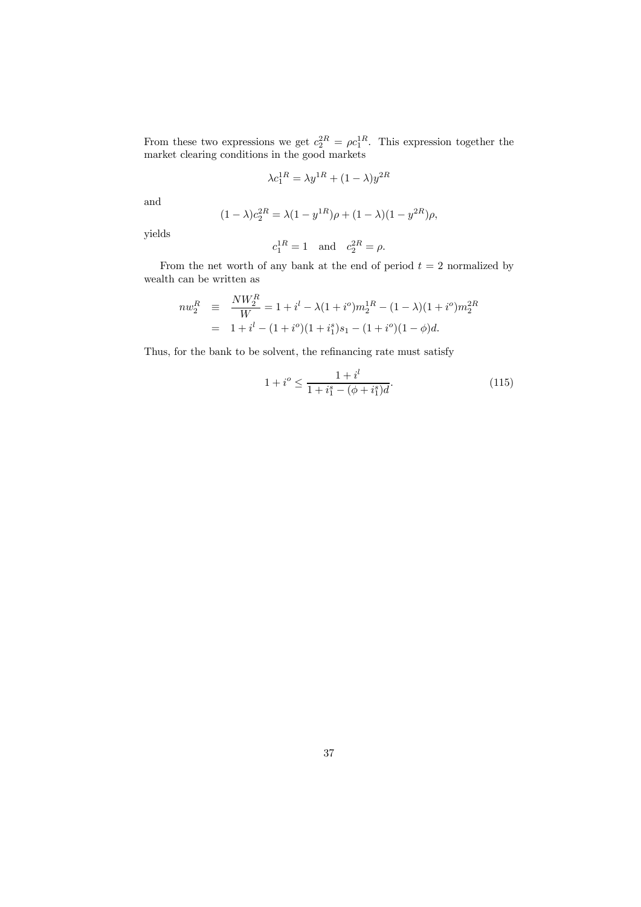From these two expressions we get $c_2^{2R} = \rho c_1^{1R}$. This expression together the market clearing conditions in the good markets

$$\lambda c_1^{1R} = \lambda y^{1R} + (1-\lambda) y^{2R}$$

and

$$(1-\lambda) c_2^{2R} = \lambda (1 - y^{1R}) \rho + (1-\lambda)(1 - y^{2R}) \rho,$$

yields

$$c_1^{1R} = 1 \quad \text{and} \quad c_2^{2R} = \rho.$$

From the net worth of any bank at the end of period $t = 2$ normalized by wealth can be written as

$$\begin{aligned} nw_2^R &\equiv \frac{NW_2^R}{W} = 1 + i^l - \lambda(1+i^o) m_2^{1R} - (1-\lambda)(1+i^o) m_2^{2R} \\ &= 1 + i^l - (1+i^o)(1+i_1^s) s_1 - (1+i^o)(1-\phi) d. \end{aligned}$$

Thus, for the bank to be solvent, the refinancing rate must satisfy

$$1 + i^o \leq \frac{1 + i^l}{1 + i_1^s - (\phi + i_1^s) d}. \tag{115}$$